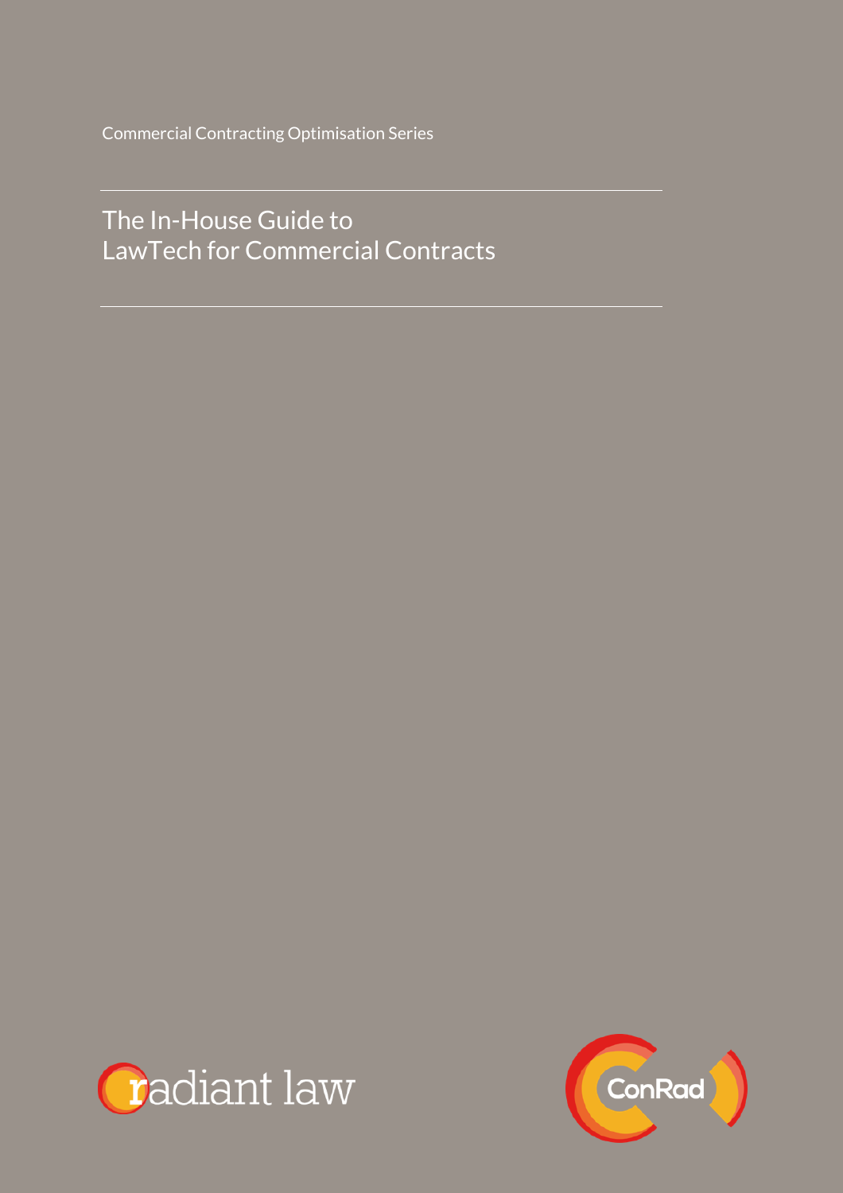Commercial Contracting Optimisation Series

# The In-House Guide to LawTech for Commercial Contracts

radiant law

ConRad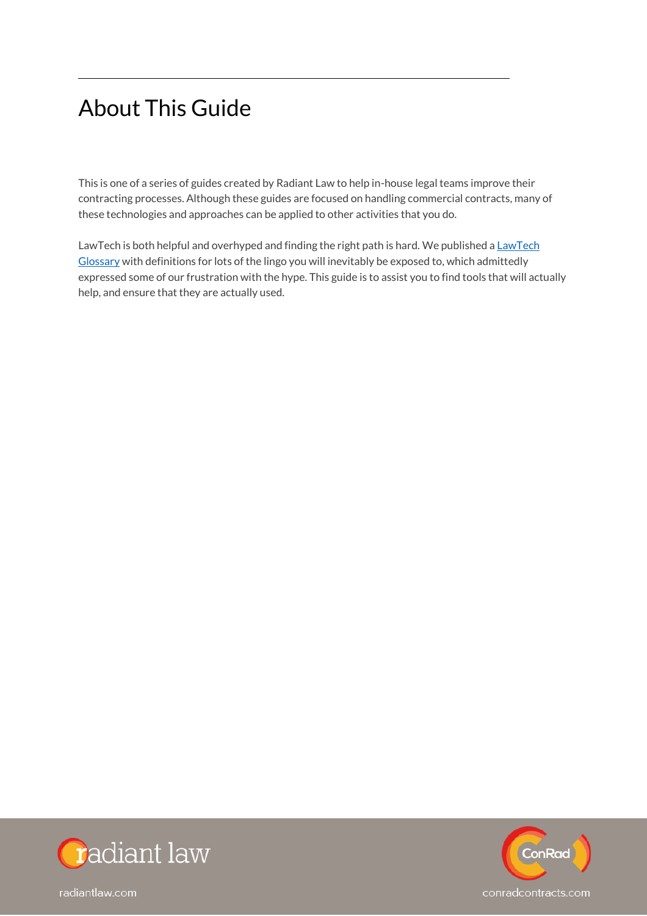# About This Guide

This is one of a series of guides created by Radiant Law to help in-house legal teams improve their contracting processes. Although these guides are focused on handling commercial contracts, many of these technologies and approaches can be applied to other activities that you do.

LawTech is both helpful and overhyped and finding the right path is hard. We published a LawTech Glossary with definitions for lots of the lingo you will inevitably be exposed to, which admittedly expressed some of our frustration with the hype. This guide is to assist you to find tools that will actually help, and ensure that they are actually used.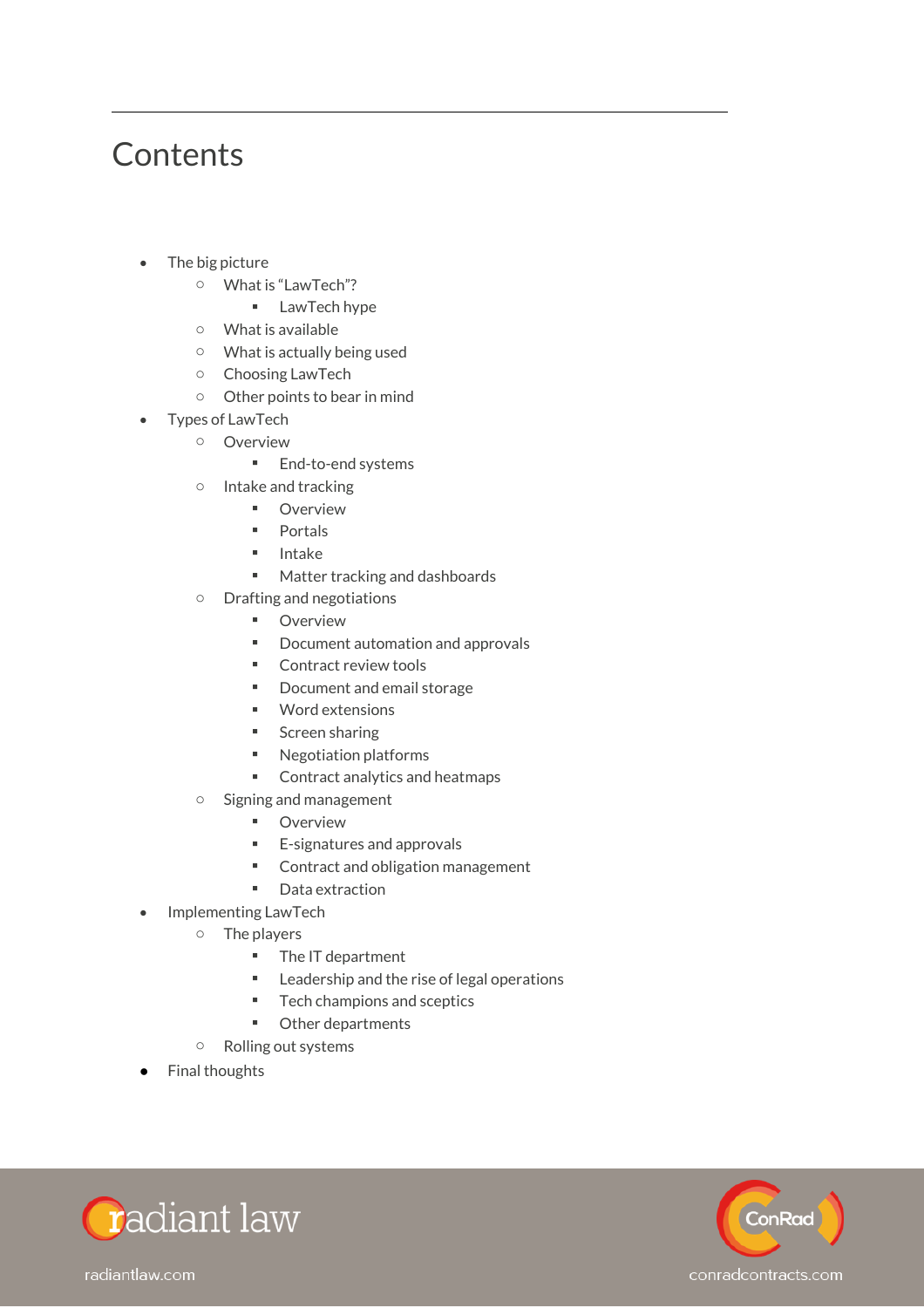# Contents

- The big picture
  - What is "LawTech"?
    - LawTech hype
  - What is available
  - What is actually being used
  - Choosing LawTech
  - Other points to bear in mind
- Types of LawTech
  - Overview
    - End-to-end systems
  - Intake and tracking
    - Overview
    - Portals
    - Intake
    - Matter tracking and dashboards
  - Drafting and negotiations
    - Overview
    - Document automation and approvals
    - Contract review tools
    - Document and email storage
    - Word extensions
    - Screen sharing
    - Negotiation platforms
    - Contract analytics and heatmaps
  - Signing and management
    - Overview
    - E-signatures and approvals
    - Contract and obligation management
    - Data extraction
- Implementing LawTech
  - The players
    - The IT department
    - Leadership and the rise of legal operations
    - Tech champions and sceptics
    - Other departments
  - Rolling out systems
- Final thoughts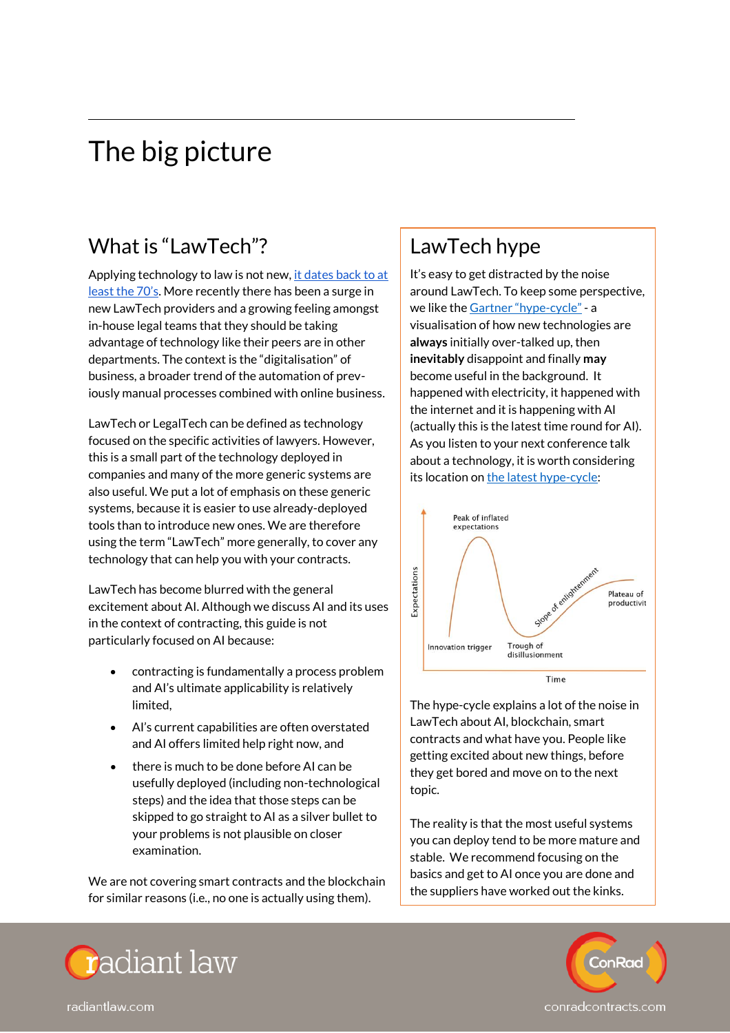# The big picture

## What is "LawTech"?

Applying technology to law is not new, [it dates back to at least the 70's](). More recently there has been a surge in new LawTech providers and a growing feeling amongst in-house legal teams that they should be taking advantage of technology like their peers are in other departments. The context is the "digitalisation" of business, a broader trend of the automation of previously manual processes combined with online business.

LawTech or LegalTech can be defined as technology focused on the specific activities of lawyers. However, this is a small part of the technology deployed in companies and many of the more generic systems are also useful. We put a lot of emphasis on these generic systems, because it is easier to use already-deployed tools than to introduce new ones. We are therefore using the term "LawTech" more generally, to cover any technology that can help you with your contracts.

LawTech has become blurred with the general excitement about AI. Although we discuss AI and its uses in the context of contracting, this guide is not particularly focused on AI because:

- contracting is fundamentally a process problem and AI's ultimate applicability is relatively limited,
- AI's current capabilities are often overstated and AI offers limited help right now, and
- there is much to be done before AI can be usefully deployed (including non-technological steps) and the idea that those steps can be skipped to go straight to AI as a silver bullet to your problems is not plausible on closer examination.

We are not covering smart contracts and the blockchain for similar reasons (i.e., no one is actually using them).

## LawTech hype

It's easy to get distracted by the noise around LawTech. To keep some perspective, we like the [Gartner "hype-cycle"]() - a visualisation of how new technologies are **always** initially over-talked up, then **inevitably** disappoint and finally **may** become useful in the background. It happened with electricity, it happened with the internet and it is happening with AI (actually this is the latest time round for AI). As you listen to your next conference talk about a technology, it is worth considering its location on [the latest hype-cycle]():

Peak of inflated expectations

Expectations

Slope of enlightenment

Plateau of productivit

Innovation trigger

Trough of disillusionment

Time

The hype-cycle explains a lot of the noise in LawTech about AI, blockchain, smart contracts and what have you. People like getting excited about new things, before they get bored and move on to the next topic.

The reality is that the most useful systems you can deploy tend to be more mature and stable. We recommend focusing on the basics and get to AI once you are done and the suppliers have worked out the kinks.

radiant law

radiantlaw.com

ConRad

conradcontracts.com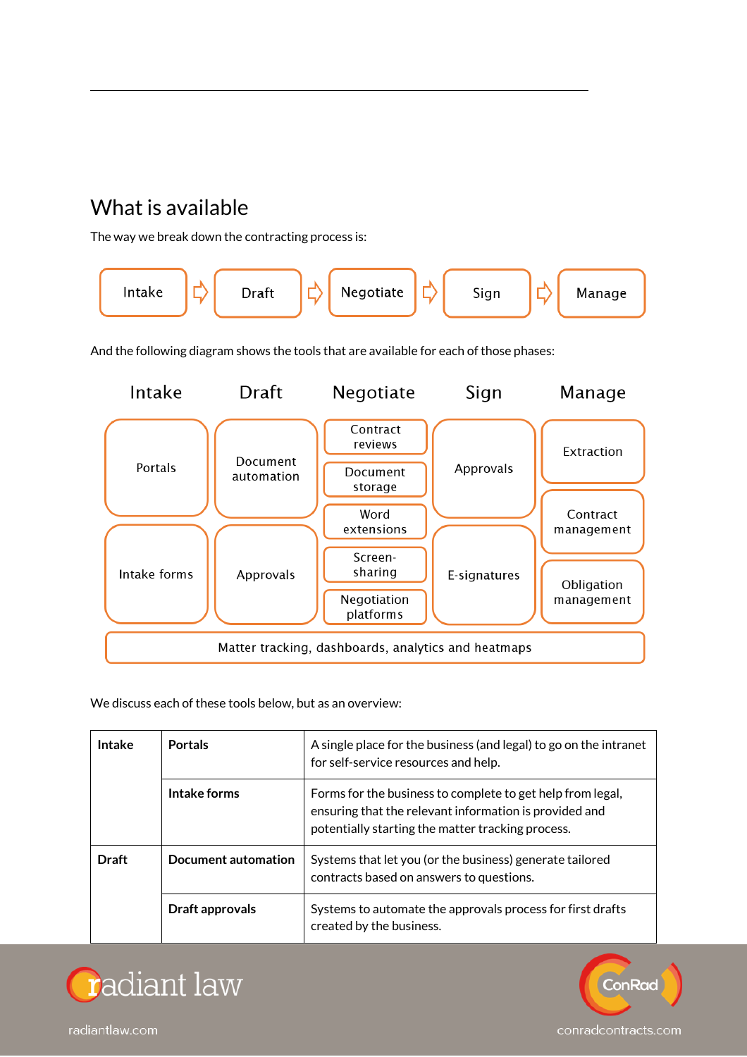## What is available

The way we break down the contracting process is:

Intake → Draft → Negotiate → Sign → Manage

And the following diagram shows the tools that are available for each of those phases:

Intake
Portals
Intake forms

Draft
Document automation
Approvals

Negotiate
Contract reviews
Document storage
Word extensions
Screen-sharing
Negotiation platforms

Sign
Approvals
E-signatures

Manage
Extraction
Contract management
Obligation management

Matter tracking, dashboards, analytics and heatmaps

We discuss each of these tools below, but as an overview:

| | | |
|---|---|---|
| **Intake** | **Portals** | A single place for the business (and legal) to go on the intranet for self-service resources and help. |
| | **Intake forms** | Forms for the business to complete to get help from legal, ensuring that the relevant information is provided and potentially starting the matter tracking process. |
| **Draft** | **Document automation** | Systems that let you (or the business) generate tailored contracts based on answers to questions. |
| | **Draft approvals** | Systems to automate the approvals process for first drafts created by the business. |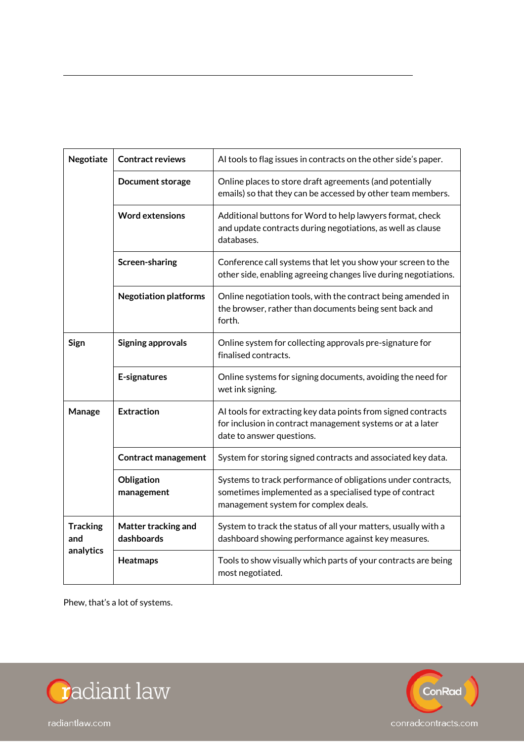| | | |
|---|---|---|
| **Negotiate** | **Contract reviews** | AI tools to flag issues in contracts on the other side's paper. |
| | **Document storage** | Online places to store draft agreements (and potentially emails) so that they can be accessed by other team members. |
| | **Word extensions** | Additional buttons for Word to help lawyers format, check and update contracts during negotiations, as well as clause databases. |
| | **Screen-sharing** | Conference call systems that let you show your screen to the other side, enabling agreeing changes live during negotiations. |
| | **Negotiation platforms** | Online negotiation tools, with the contract being amended in the browser, rather than documents being sent back and forth. |
| **Sign** | **Signing approvals** | Online system for collecting approvals pre-signature for finalised contracts. |
| | **E-signatures** | Online systems for signing documents, avoiding the need for wet ink signing. |
| **Manage** | **Extraction** | AI tools for extracting key data points from signed contracts for inclusion in contract management systems or at a later date to answer questions. |
| | **Contract management** | System for storing signed contracts and associated key data. |
| | **Obligation management** | Systems to track performance of obligations under contracts, sometimes implemented as a specialised type of contract management system for complex deals. |
| **Tracking and analytics** | **Matter tracking and dashboards** | System to track the status of all your matters, usually with a dashboard showing performance against key measures. |
| | **Heatmaps** | Tools to show visually which parts of your contracts are being most negotiated. |

Phew, that's a lot of systems.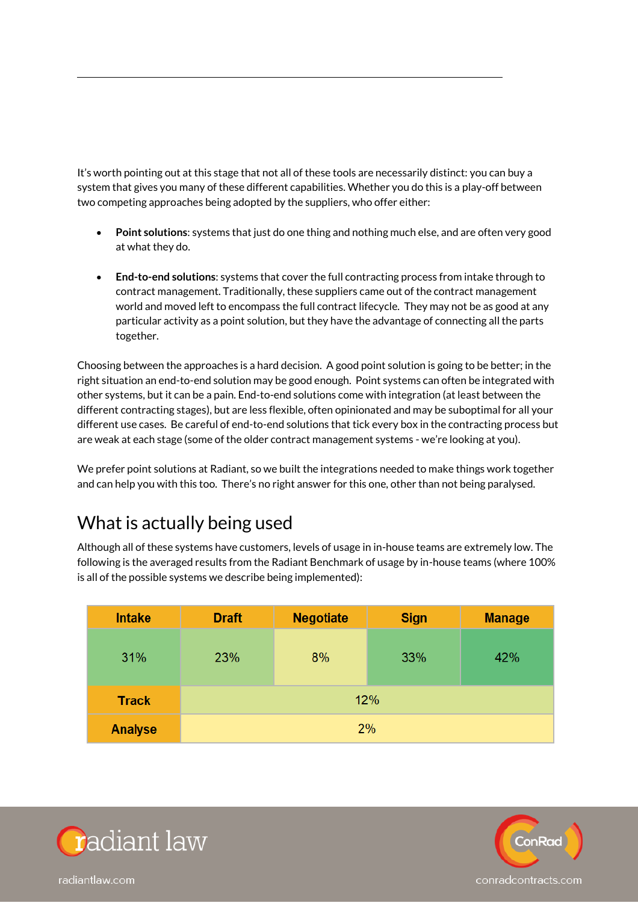It's worth pointing out at this stage that not all of these tools are necessarily distinct: you can buy a system that gives you many of these different capabilities. Whether you do this is a play-off between two competing approaches being adopted by the suppliers, who offer either:

- **Point solutions**: systems that just do one thing and nothing much else, and are often very good at what they do.

- **End-to-end solutions**: systems that cover the full contracting process from intake through to contract management. Traditionally, these suppliers came out of the contract management world and moved left to encompass the full contract lifecycle. They may not be as good at any particular activity as a point solution, but they have the advantage of connecting all the parts together.

Choosing between the approaches is a hard decision. A good point solution is going to be better; in the right situation an end-to-end solution may be good enough. Point systems can often be integrated with other systems, but it can be a pain. End-to-end solutions come with integration (at least between the different contracting stages), but are less flexible, often opinionated and may be suboptimal for all your different use cases. Be careful of end-to-end solutions that tick every box in the contracting process but are weak at each stage (some of the older contract management systems - we're looking at you).

We prefer point solutions at Radiant, so we built the integrations needed to make things work together and can help you with this too. There's no right answer for this one, other than not being paralysed.

## What is actually being used

Although all of these systems have customers, levels of usage in in-house teams are extremely low. The following is the averaged results from the Radiant Benchmark of usage by in-house teams (where 100% is all of the possible systems we describe being implemented):

| Intake | Draft | Negotiate | Sign | Manage |
|---|---|---|---|---|
| 31% | 23% | 8% | 33% | 42% |
| **Track** | 12% | | | |
| **Analyse** | 2% | | | |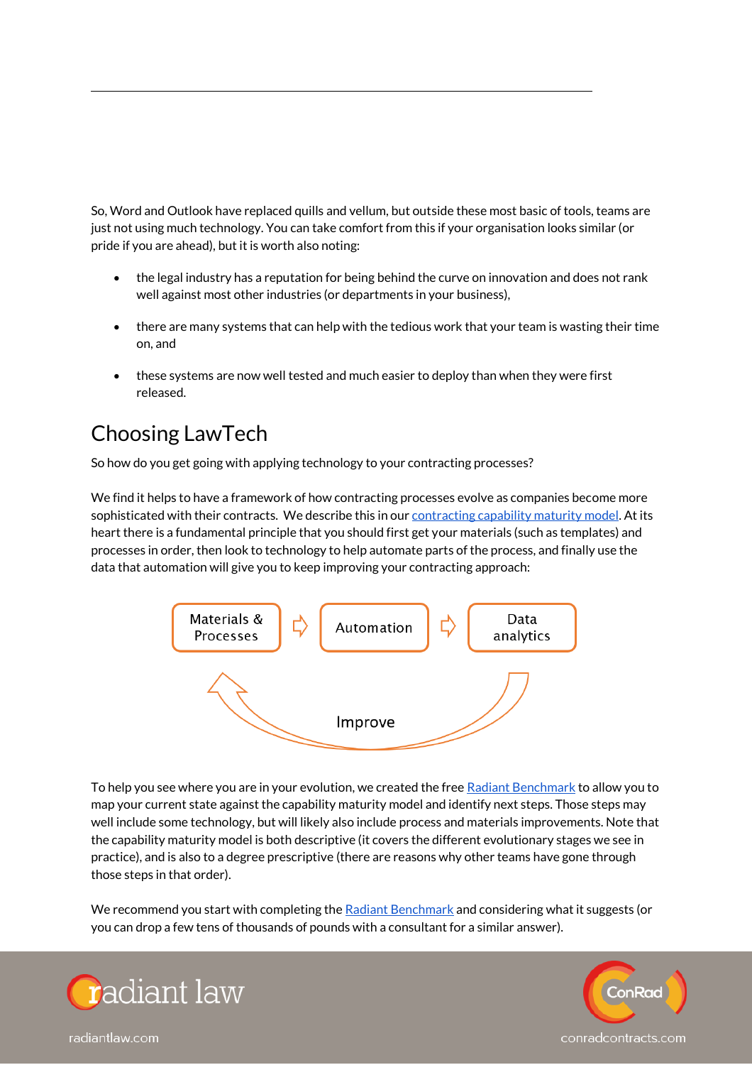So, Word and Outlook have replaced quills and vellum, but outside these most basic of tools, teams are just not using much technology. You can take comfort from this if your organisation looks similar (or pride if you are ahead), but it is worth also noting:

- the legal industry has a reputation for being behind the curve on innovation and does not rank well against most other industries (or departments in your business),
- there are many systems that can help with the tedious work that your team is wasting their time on, and
- these systems are now well tested and much easier to deploy than when they were first released.

## Choosing LawTech

So how do you get going with applying technology to your contracting processes?

We find it helps to have a framework of how contracting processes evolve as companies become more sophisticated with their contracts. We describe this in our contracting capability maturity model. At its heart there is a fundamental principle that you should first get your materials (such as templates) and processes in order, then look to technology to help automate parts of the process, and finally use the data that automation will give you to keep improving your contracting approach:

Materials & Processes
Automation
Data analytics
Improve

To help you see where you are in your evolution, we created the free Radiant Benchmark to allow you to map your current state against the capability maturity model and identify next steps. Those steps may well include some technology, but will likely also include process and materials improvements. Note that the capability maturity model is both descriptive (it covers the different evolutionary stages we see in practice), and is also to a degree prescriptive (there are reasons why other teams have gone through those steps in that order).

We recommend you start with completing the Radiant Benchmark and considering what it suggests (or you can drop a few tens of thousands of pounds with a consultant for a similar answer).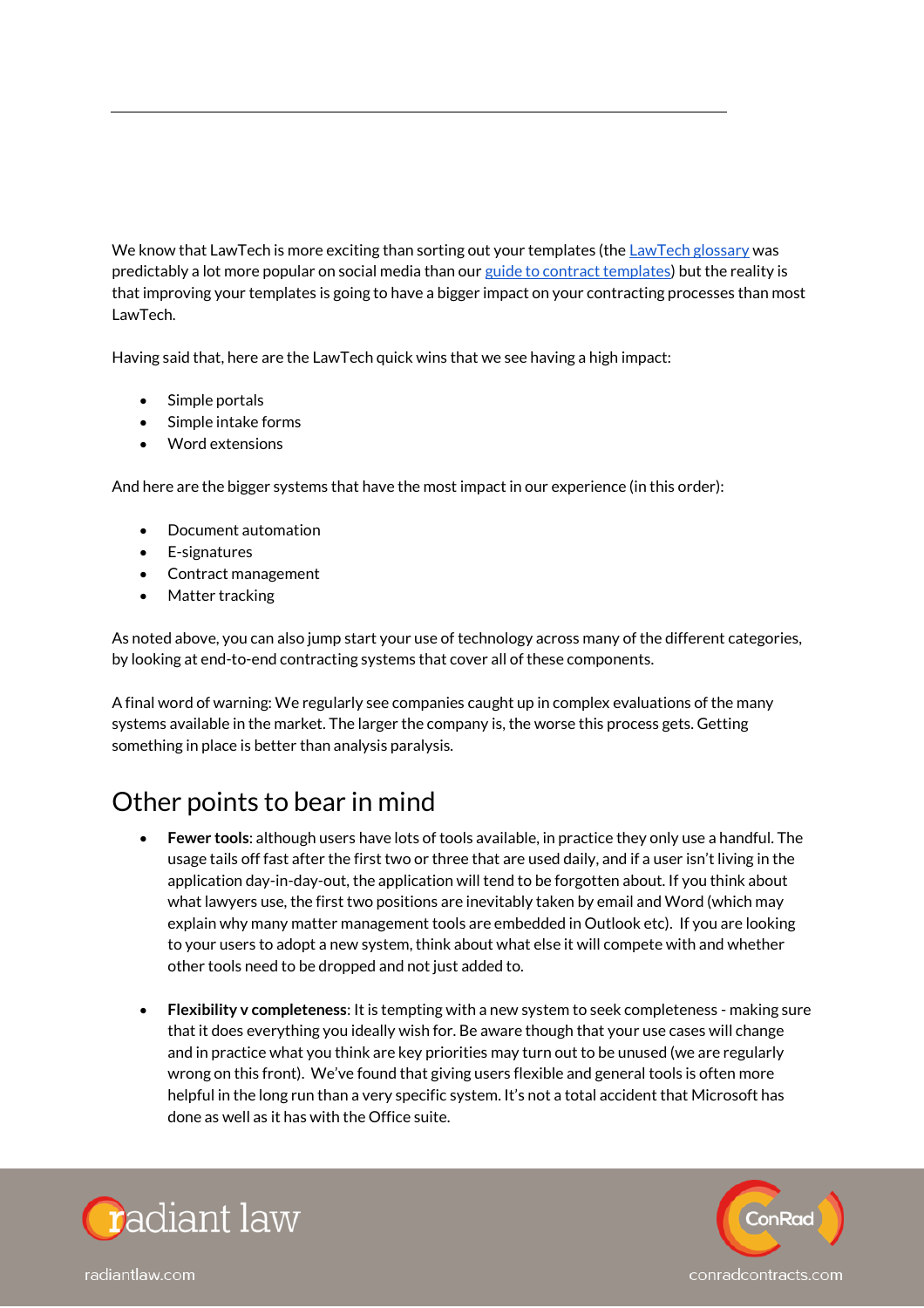We know that LawTech is more exciting than sorting out your templates (the [LawTech glossary]() was predictably a lot more popular on social media than our [guide to contract templates]()) but the reality is that improving your templates is going to have a bigger impact on your contracting processes than most LawTech.

Having said that, here are the LawTech quick wins that we see having a high impact:

- Simple portals
- Simple intake forms
- Word extensions

And here are the bigger systems that have the most impact in our experience (in this order):

- Document automation
- E-signatures
- Contract management
- Matter tracking

As noted above, you can also jump start your use of technology across many of the different categories, by looking at end-to-end contracting systems that cover all of these components.

A final word of warning: We regularly see companies caught up in complex evaluations of the many systems available in the market. The larger the company is, the worse this process gets. Getting something in place is better than analysis paralysis.

## Other points to bear in mind

- **Fewer tools**: although users have lots of tools available, in practice they only use a handful. The usage tails off fast after the first two or three that are used daily, and if a user isn't living in the application day-in-day-out, the application will tend to be forgotten about. If you think about what lawyers use, the first two positions are inevitably taken by email and Word (which may explain why many matter management tools are embedded in Outlook etc). If you are looking to your users to adopt a new system, think about what else it will compete with and whether other tools need to be dropped and not just added to.

- **Flexibility v completeness**: It is tempting with a new system to seek completeness - making sure that it does everything you ideally wish for. Be aware though that your use cases will change and in practice what you think are key priorities may turn out to be unused (we are regularly wrong on this front). We've found that giving users flexible and general tools is often more helpful in the long run than a very specific system. It's not a total accident that Microsoft has done as well as it has with the Office suite.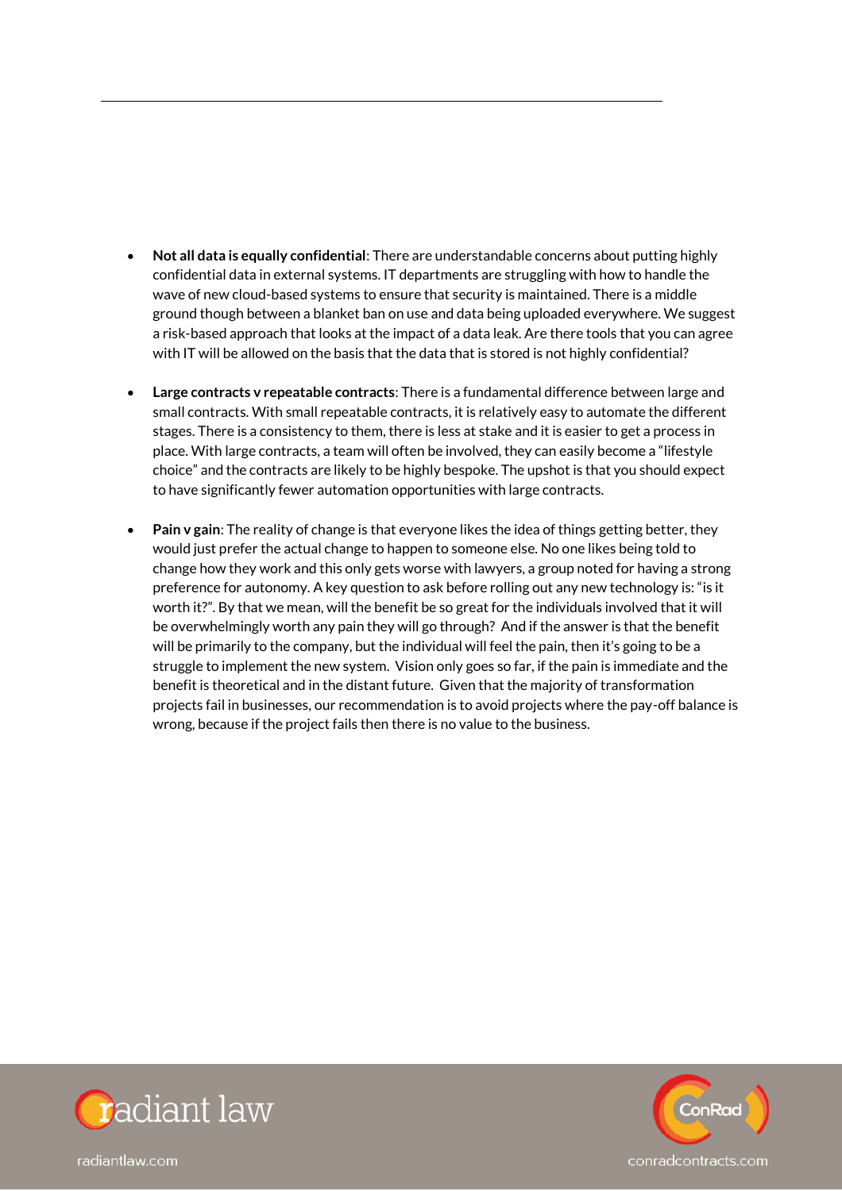- **Not all data is equally confidential**: There are understandable concerns about putting highly confidential data in external systems. IT departments are struggling with how to handle the wave of new cloud-based systems to ensure that security is maintained. There is a middle ground though between a blanket ban on use and data being uploaded everywhere. We suggest a risk-based approach that looks at the impact of a data leak. Are there tools that you can agree with IT will be allowed on the basis that the data that is stored is not highly confidential?

- **Large contracts v repeatable contracts**: There is a fundamental difference between large and small contracts. With small repeatable contracts, it is relatively easy to automate the different stages. There is a consistency to them, there is less at stake and it is easier to get a process in place. With large contracts, a team will often be involved, they can easily become a "lifestyle choice" and the contracts are likely to be highly bespoke. The upshot is that you should expect to have significantly fewer automation opportunities with large contracts.

- **Pain v gain**: The reality of change is that everyone likes the idea of things getting better, they would just prefer the actual change to happen to someone else. No one likes being told to change how they work and this only gets worse with lawyers, a group noted for having a strong preference for autonomy. A key question to ask before rolling out any new technology is: "is it worth it?". By that we mean, will the benefit be so great for the individuals involved that it will be overwhelmingly worth any pain they will go through? And if the answer is that the benefit will be primarily to the company, but the individual will feel the pain, then it's going to be a struggle to implement the new system. Vision only goes so far, if the pain is immediate and the benefit is theoretical and in the distant future. Given that the majority of transformation projects fail in businesses, our recommendation is to avoid projects where the pay-off balance is wrong, because if the project fails then there is no value to the business.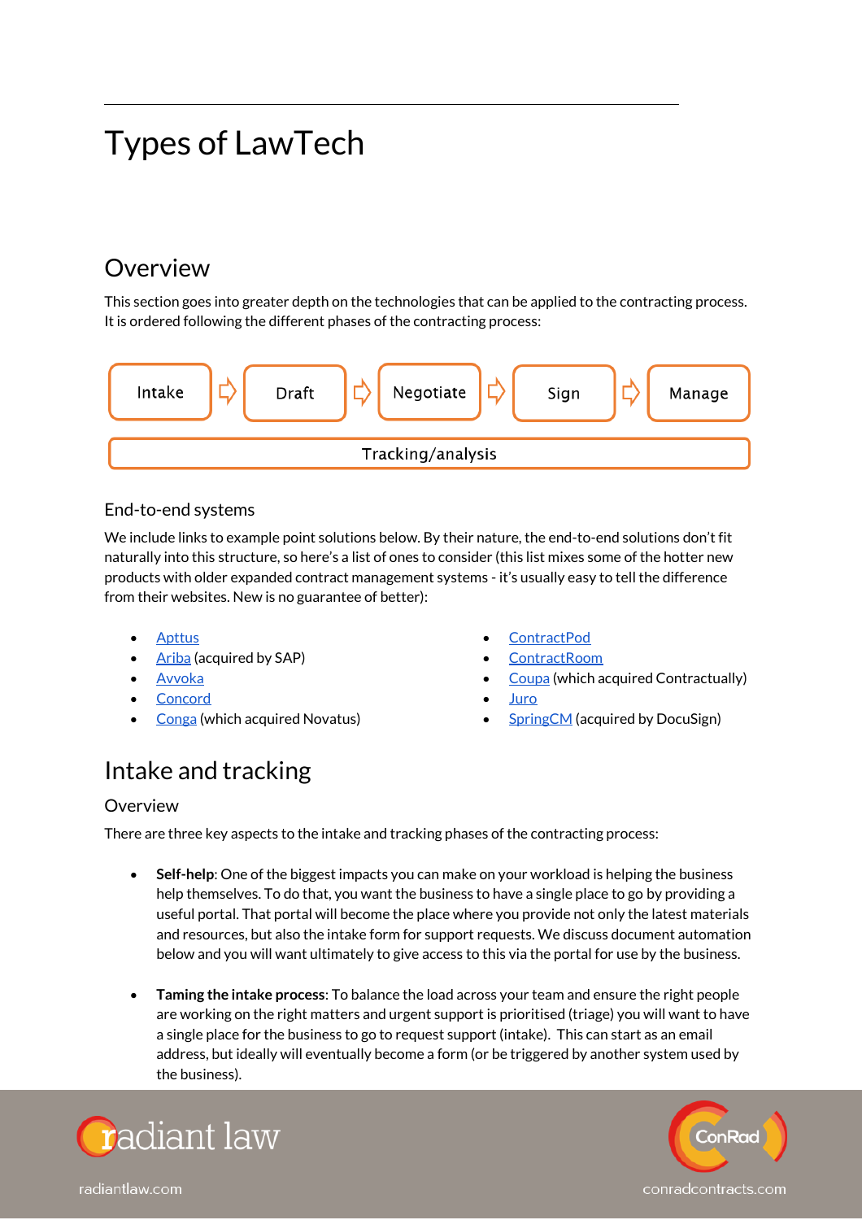# Types of LawTech

## Overview

This section goes into greater depth on the technologies that can be applied to the contracting process. It is ordered following the different phases of the contracting process:

Intake
Draft
Negotiate
Sign
Manage
Tracking/analysis

### End-to-end systems

We include links to example point solutions below. By their nature, the end-to-end solutions don't fit naturally into this structure, so here's a list of ones to consider (this list mixes some of the hotter new products with older expanded contract management systems - it's usually easy to tell the difference from their websites. New is no guarantee of better):

- Apttus
- Ariba (acquired by SAP)
- Avvoka
- Concord
- Conga (which acquired Novatus)
- ContractPod
- ContractRoom
- Coupa (which acquired Contractually)
- Juro
- SpringCM (acquired by DocuSign)

## Intake and tracking

### Overview

There are three key aspects to the intake and tracking phases of the contracting process:

- **Self-help**: One of the biggest impacts you can make on your workload is helping the business help themselves. To do that, you want the business to have a single place to go by providing a useful portal. That portal will become the place where you provide not only the latest materials and resources, but also the intake form for support requests. We discuss document automation below and you will want ultimately to give access to this via the portal for use by the business.

- **Taming the intake process**: To balance the load across your team and ensure the right people are working on the right matters and urgent support is prioritised (triage) you will want to have a single place for the business to go to request support (intake). This can start as an email address, but ideally will eventually become a form (or be triggered by another system used by the business).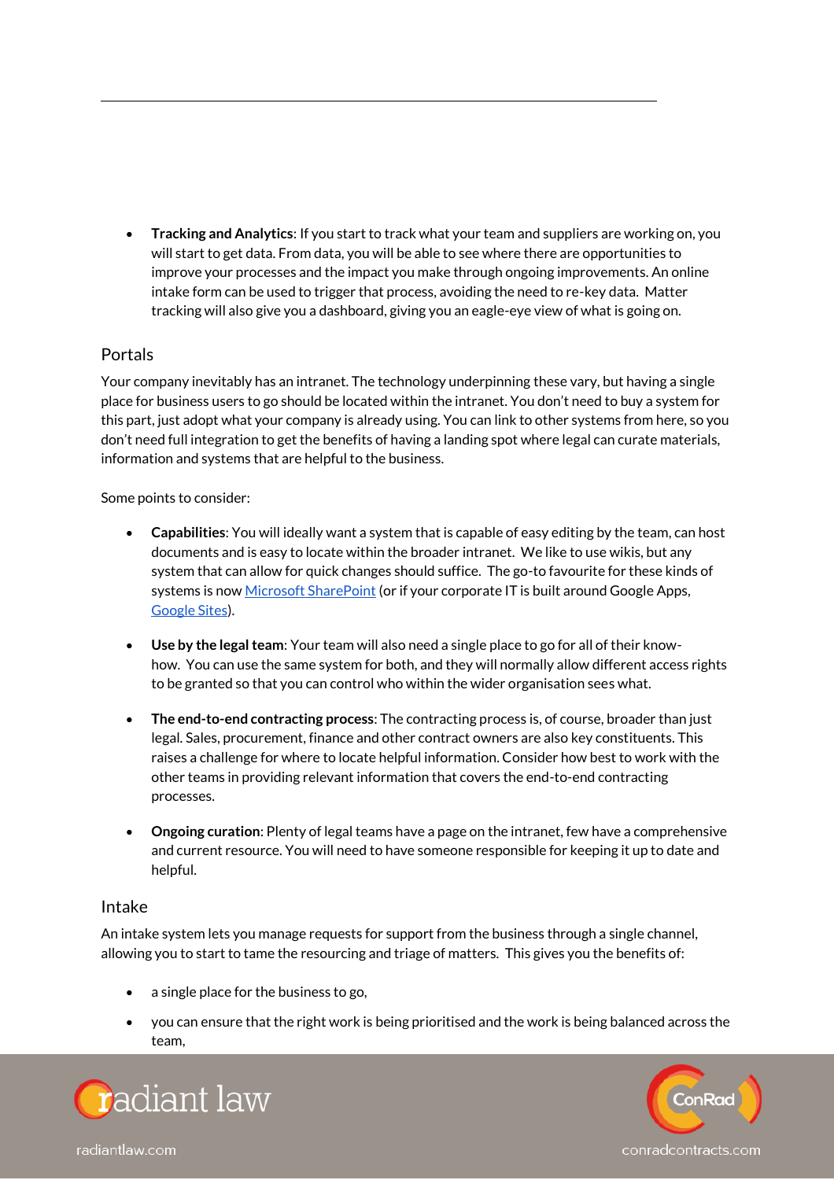- **Tracking and Analytics**: If you start to track what your team and suppliers are working on, you will start to get data. From data, you will be able to see where there are opportunities to improve your processes and the impact you make through ongoing improvements. An online intake form can be used to trigger that process, avoiding the need to re-key data.  Matter tracking will also give you a dashboard, giving you an eagle-eye view of what is going on.

## Portals

Your company inevitably has an intranet. The technology underpinning these vary, but having a single place for business users to go should be located within the intranet. You don't need to buy a system for this part, just adopt what your company is already using. You can link to other systems from here, so you don't need full integration to get the benefits of having a landing spot where legal can curate materials, information and systems that are helpful to the business.

Some points to consider:

- **Capabilities**: You will ideally want a system that is capable of easy editing by the team, can host documents and is easy to locate within the broader intranet.  We like to use wikis, but any system that can allow for quick changes should suffice.  The go-to favourite for these kinds of systems is now Microsoft SharePoint (or if your corporate IT is built around Google Apps, Google Sites).

- **Use by the legal team**: Your team will also need a single place to go for all of their know-how.  You can use the same system for both, and they will normally allow different access rights to be granted so that you can control who within the wider organisation sees what.

- **The end-to-end contracting process**: The contracting process is, of course, broader than just legal. Sales, procurement, finance and other contract owners are also key constituents. This raises a challenge for where to locate helpful information. Consider how best to work with the other teams in providing relevant information that covers the end-to-end contracting processes.

- **Ongoing curation**: Plenty of legal teams have a page on the intranet, few have a comprehensive and current resource. You will need to have someone responsible for keeping it up to date and helpful.

## Intake

An intake system lets you manage requests for support from the business through a single channel, allowing you to start to tame the resourcing and triage of matters.  This gives you the benefits of:

- a single place for the business to go,

- you can ensure that the right work is being prioritised and the work is being balanced across the team,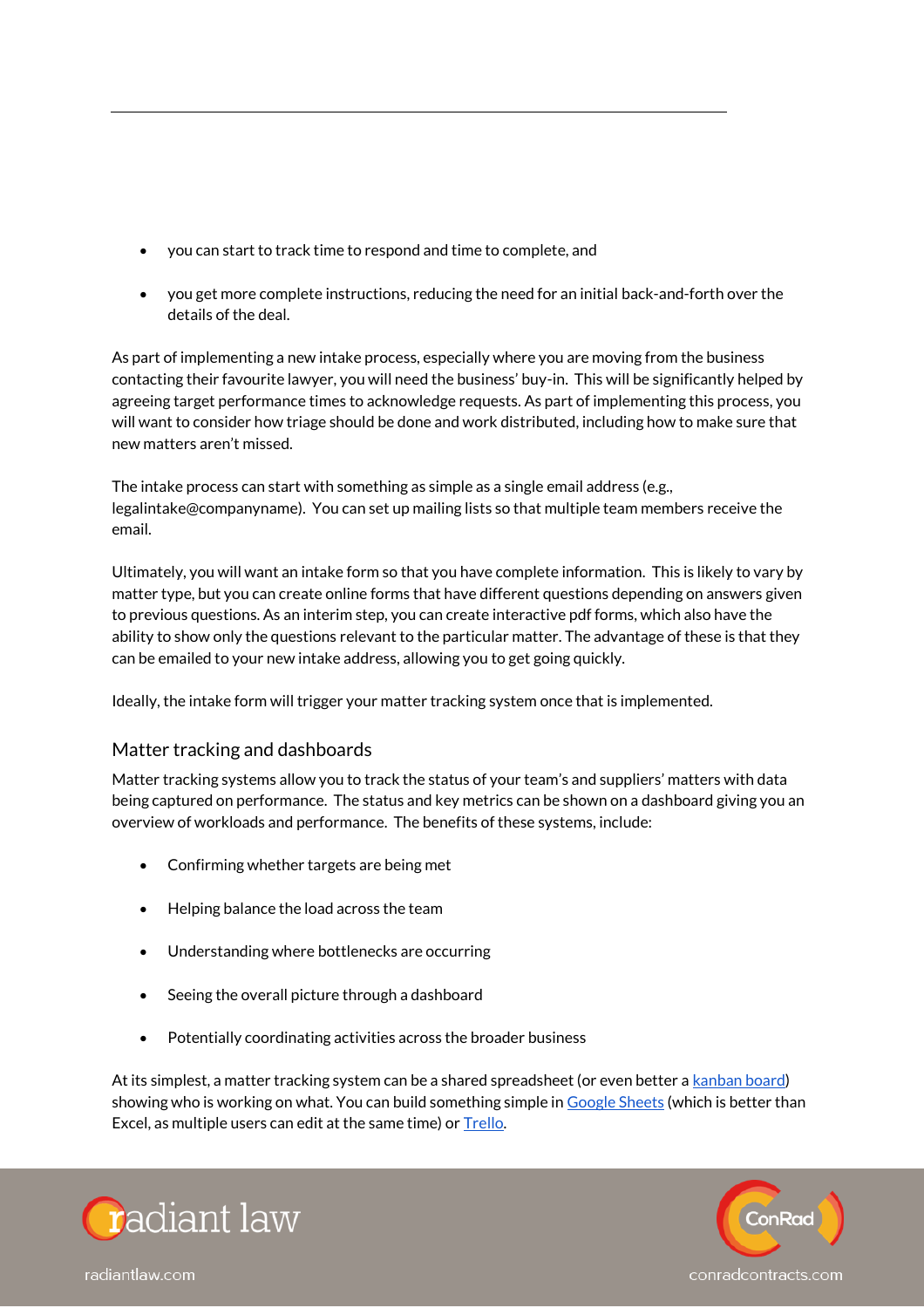- you can start to track time to respond and time to complete, and

- you get more complete instructions, reducing the need for an initial back-and-forth over the details of the deal.

As part of implementing a new intake process, especially where you are moving from the business contacting their favourite lawyer, you will need the business' buy-in. This will be significantly helped by agreeing target performance times to acknowledge requests. As part of implementing this process, you will want to consider how triage should be done and work distributed, including how to make sure that new matters aren't missed.

The intake process can start with something as simple as a single email address (e.g., legalintake@companyname). You can set up mailing lists so that multiple team members receive the email.

Ultimately, you will want an intake form so that you have complete information. This is likely to vary by matter type, but you can create online forms that have different questions depending on answers given to previous questions. As an interim step, you can create interactive pdf forms, which also have the ability to show only the questions relevant to the particular matter. The advantage of these is that they can be emailed to your new intake address, allowing you to get going quickly.

Ideally, the intake form will trigger your matter tracking system once that is implemented.

## Matter tracking and dashboards

Matter tracking systems allow you to track the status of your team's and suppliers' matters with data being captured on performance. The status and key metrics can be shown on a dashboard giving you an overview of workloads and performance. The benefits of these systems, include:

- Confirming whether targets are being met

- Helping balance the load across the team

- Understanding where bottlenecks are occurring

- Seeing the overall picture through a dashboard

- Potentially coordinating activities across the broader business

At its simplest, a matter tracking system can be a shared spreadsheet (or even better a kanban board) showing who is working on what. You can build something simple in Google Sheets (which is better than Excel, as multiple users can edit at the same time) or Trello.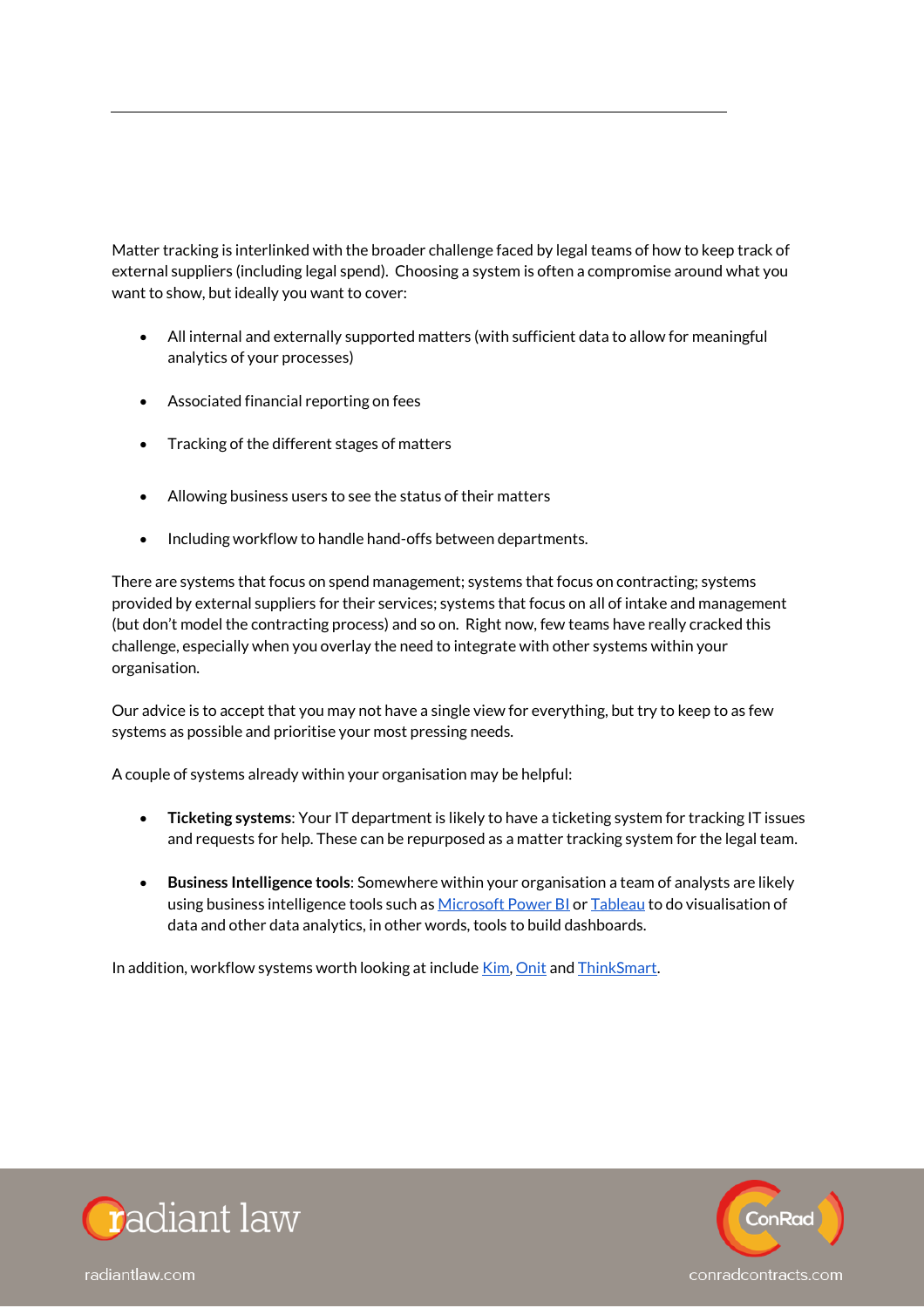Matter tracking is interlinked with the broader challenge faced by legal teams of how to keep track of external suppliers (including legal spend). Choosing a system is often a compromise around what you want to show, but ideally you want to cover:

- All internal and externally supported matters (with sufficient data to allow for meaningful analytics of your processes)
- Associated financial reporting on fees
- Tracking of the different stages of matters
- Allowing business users to see the status of their matters
- Including workflow to handle hand-offs between departments.

There are systems that focus on spend management; systems that focus on contracting; systems provided by external suppliers for their services; systems that focus on all of intake and management (but don't model the contracting process) and so on. Right now, few teams have really cracked this challenge, especially when you overlay the need to integrate with other systems within your organisation.

Our advice is to accept that you may not have a single view for everything, but try to keep to as few systems as possible and prioritise your most pressing needs.

A couple of systems already within your organisation may be helpful:

- **Ticketing systems**: Your IT department is likely to have a ticketing system for tracking IT issues and requests for help. These can be repurposed as a matter tracking system for the legal team.
- **Business Intelligence tools**: Somewhere within your organisation a team of analysts are likely using business intelligence tools such as Microsoft Power BI or Tableau to do visualisation of data and other data analytics, in other words, tools to build dashboards.

In addition, workflow systems worth looking at include Kim, Onit and ThinkSmart.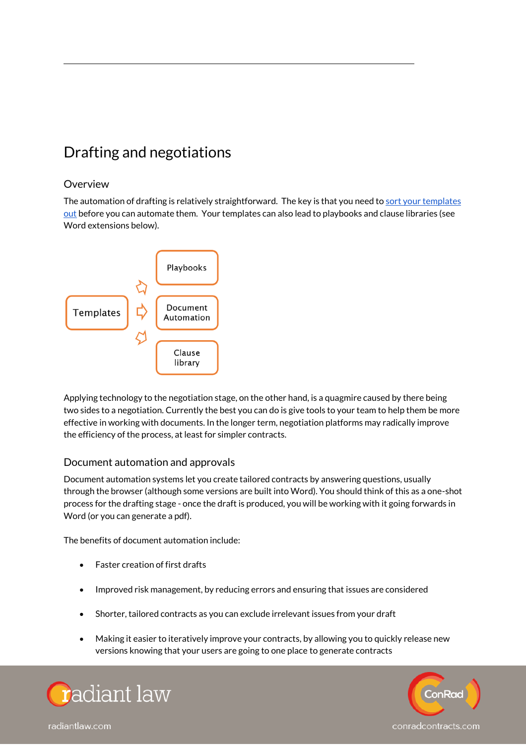# Drafting and negotiations

## Overview

The automation of drafting is relatively straightforward. The key is that you need to sort your templates out before you can automate them. Your templates can also lead to playbooks and clause libraries (see Word extensions below).

Templates

Playbooks

Document Automation

Clause library

Applying technology to the negotiation stage, on the other hand, is a quagmire caused by there being two sides to a negotiation. Currently the best you can do is give tools to your team to help them be more effective in working with documents. In the longer term, negotiation platforms may radically improve the efficiency of the process, at least for simpler contracts.

## Document automation and approvals

Document automation systems let you create tailored contracts by answering questions, usually through the browser (although some versions are built into Word). You should think of this as a one-shot process for the drafting stage - once the draft is produced, you will be working with it going forwards in Word (or you can generate a pdf).

The benefits of document automation include:

- Faster creation of first drafts
- Improved risk management, by reducing errors and ensuring that issues are considered
- Shorter, tailored contracts as you can exclude irrelevant issues from your draft
- Making it easier to iteratively improve your contracts, by allowing you to quickly release new versions knowing that your users are going to one place to generate contracts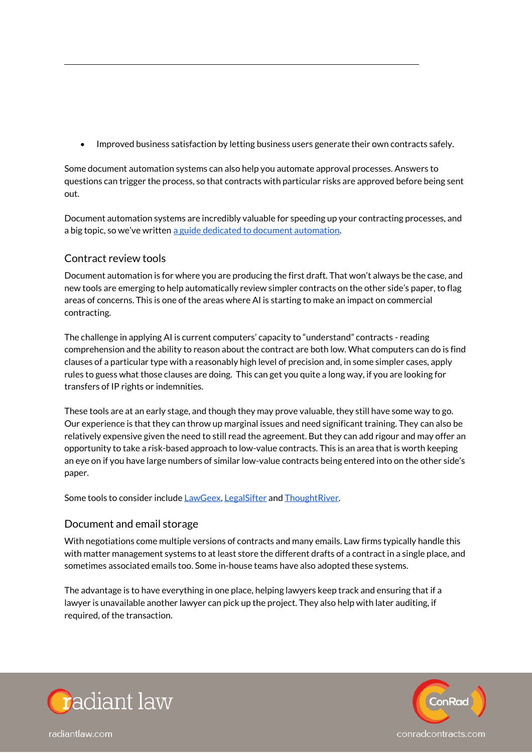- Improved business satisfaction by letting business users generate their own contracts safely.

Some document automation systems can also help you automate approval processes. Answers to questions can trigger the process, so that contracts with particular risks are approved before being sent out.

Document automation systems are incredibly valuable for speeding up your contracting processes, and a big topic, so we've written a guide dedicated to document automation.

## Contract review tools

Document automation is for where you are producing the first draft. That won't always be the case, and new tools are emerging to help automatically review simpler contracts on the other side's paper, to flag areas of concerns. This is one of the areas where AI is starting to make an impact on commercial contracting.

The challenge in applying AI is current computers' capacity to "understand" contracts - reading comprehension and the ability to reason about the contract are both low. What computers can do is find clauses of a particular type with a reasonably high level of precision and, in some simpler cases, apply rules to guess what those clauses are doing. This can get you quite a long way, if you are looking for transfers of IP rights or indemnities.

These tools are at an early stage, and though they may prove valuable, they still have some way to go. Our experience is that they can throw up marginal issues and need significant training. They can also be relatively expensive given the need to still read the agreement. But they can add rigour and may offer an opportunity to take a risk-based approach to low-value contracts. This is an area that is worth keeping an eye on if you have large numbers of similar low-value contracts being entered into on the other side's paper.

Some tools to consider include LawGeex, LegalSifter and ThoughtRiver.

## Document and email storage

With negotiations come multiple versions of contracts and many emails. Law firms typically handle this with matter management systems to at least store the different drafts of a contract in a single place, and sometimes associated emails too. Some in-house teams have also adopted these systems.

The advantage is to have everything in one place, helping lawyers keep track and ensuring that if a lawyer is unavailable another lawyer can pick up the project. They also help with later auditing, if required, of the transaction.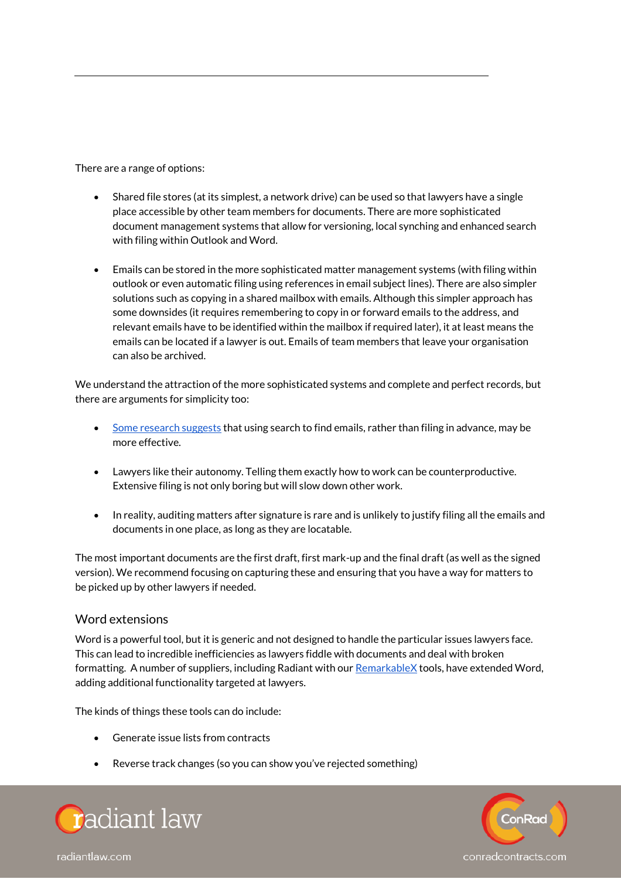There are a range of options:

- Shared file stores (at its simplest, a network drive) can be used so that lawyers have a single place accessible by other team members for documents. There are more sophisticated document management systems that allow for versioning, local synching and enhanced search with filing within Outlook and Word.

- Emails can be stored in the more sophisticated matter management systems (with filing within outlook or even automatic filing using references in email subject lines). There are also simpler solutions such as copying in a shared mailbox with emails. Although this simpler approach has some downsides (it requires remembering to copy in or forward emails to the address, and relevant emails have to be identified within the mailbox if required later), it at least means the emails can be located if a lawyer is out. Emails of team members that leave your organisation can also be archived.

We understand the attraction of the more sophisticated systems and complete and perfect records, but there are arguments for simplicity too:

- Some research suggests that using search to find emails, rather than filing in advance, may be more effective.

- Lawyers like their autonomy. Telling them exactly how to work can be counterproductive. Extensive filing is not only boring but will slow down other work.

- In reality, auditing matters after signature is rare and is unlikely to justify filing all the emails and documents in one place, as long as they are locatable.

The most important documents are the first draft, first mark-up and the final draft (as well as the signed version). We recommend focusing on capturing these and ensuring that you have a way for matters to be picked up by other lawyers if needed.

## Word extensions

Word is a powerful tool, but it is generic and not designed to handle the particular issues lawyers face. This can lead to incredible inefficiencies as lawyers fiddle with documents and deal with broken formatting. A number of suppliers, including Radiant with our RemarkableX tools, have extended Word, adding additional functionality targeted at lawyers.

The kinds of things these tools can do include:

- Generate issue lists from contracts

- Reverse track changes (so you can show you've rejected something)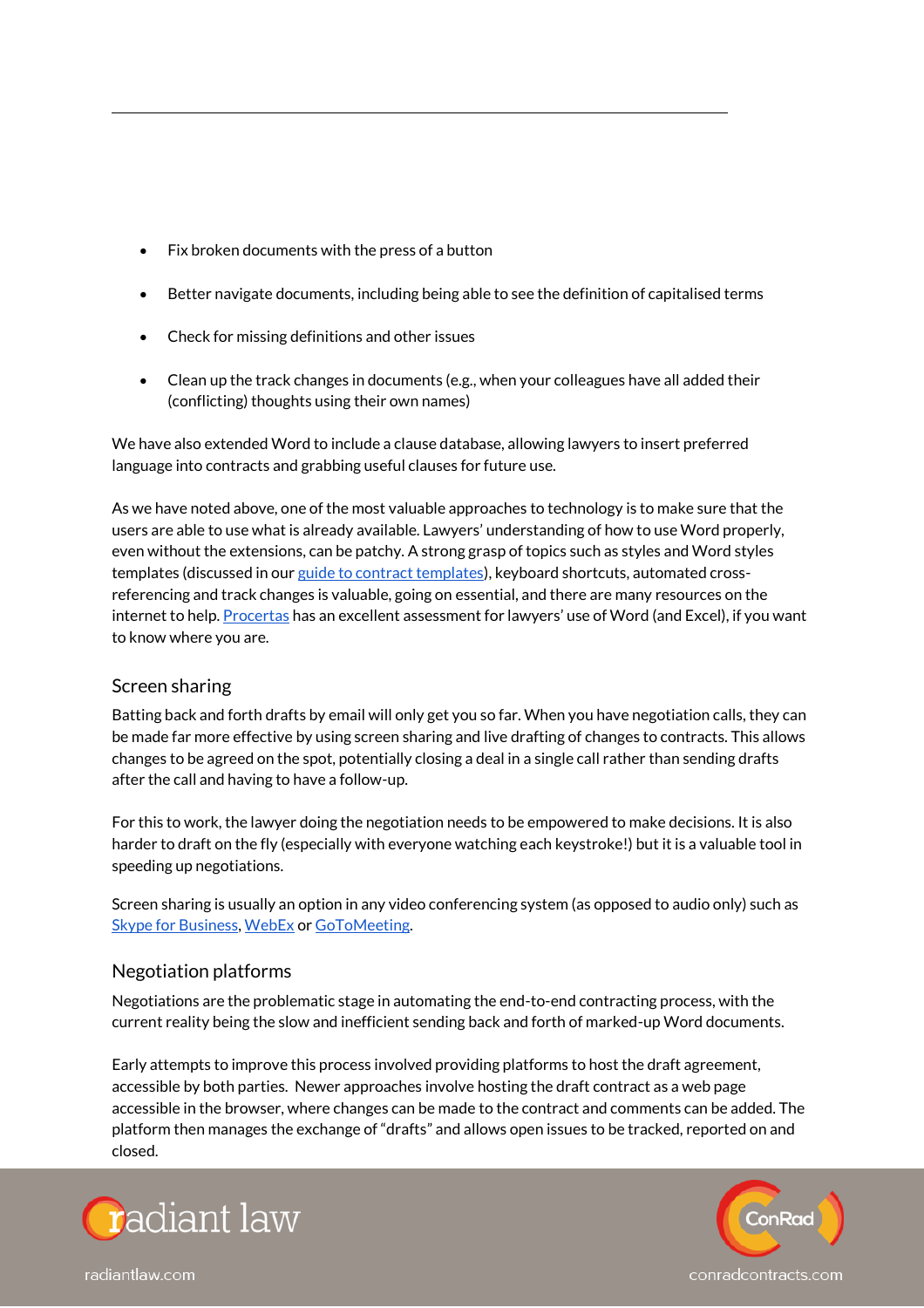- Fix broken documents with the press of a button
- Better navigate documents, including being able to see the definition of capitalised terms
- Check for missing definitions and other issues
- Clean up the track changes in documents (e.g., when your colleagues have all added their (conflicting) thoughts using their own names)

We have also extended Word to include a clause database, allowing lawyers to insert preferred language into contracts and grabbing useful clauses for future use.

As we have noted above, one of the most valuable approaches to technology is to make sure that the users are able to use what is already available. Lawyers' understanding of how to use Word properly, even without the extensions, can be patchy. A strong grasp of topics such as styles and Word styles templates (discussed in our guide to contract templates), keyboard shortcuts, automated cross-referencing and track changes is valuable, going on essential, and there are many resources on the internet to help. Procertas has an excellent assessment for lawyers' use of Word (and Excel), if you want to know where you are.

## Screen sharing

Batting back and forth drafts by email will only get you so far. When you have negotiation calls, they can be made far more effective by using screen sharing and live drafting of changes to contracts. This allows changes to be agreed on the spot, potentially closing a deal in a single call rather than sending drafts after the call and having to have a follow-up.

For this to work, the lawyer doing the negotiation needs to be empowered to make decisions. It is also harder to draft on the fly (especially with everyone watching each keystroke!) but it is a valuable tool in speeding up negotiations.

Screen sharing is usually an option in any video conferencing system (as opposed to audio only) such as Skype for Business, WebEx or GoToMeeting.

## Negotiation platforms

Negotiations are the problematic stage in automating the end-to-end contracting process, with the current reality being the slow and inefficient sending back and forth of marked-up Word documents.

Early attempts to improve this process involved providing platforms to host the draft agreement, accessible by both parties. Newer approaches involve hosting the draft contract as a web page accessible in the browser, where changes can be made to the contract and comments can be added. The platform then manages the exchange of "drafts" and allows open issues to be tracked, reported on and closed.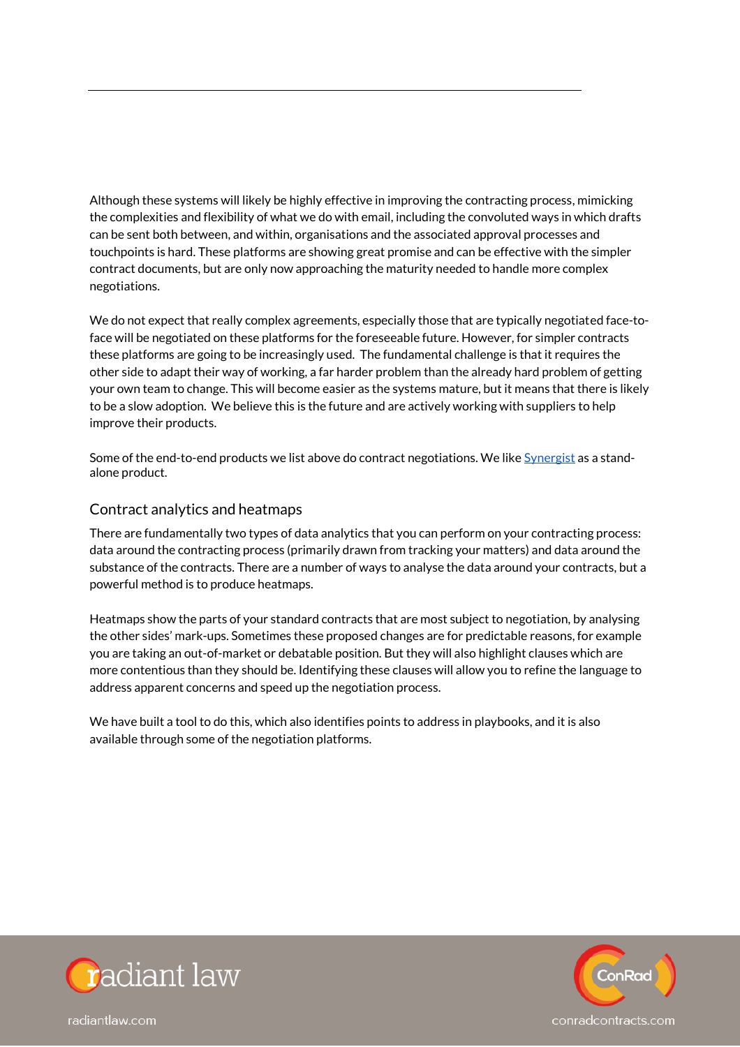Although these systems will likely be highly effective in improving the contracting process, mimicking the complexities and flexibility of what we do with email, including the convoluted ways in which drafts can be sent both between, and within, organisations and the associated approval processes and touchpoints is hard. These platforms are showing great promise and can be effective with the simpler contract documents, but are only now approaching the maturity needed to handle more complex negotiations.

We do not expect that really complex agreements, especially those that are typically negotiated face-to-face will be negotiated on these platforms for the foreseeable future. However, for simpler contracts these platforms are going to be increasingly used. The fundamental challenge is that it requires the other side to adapt their way of working, a far harder problem than the already hard problem of getting your own team to change. This will become easier as the systems mature, but it means that there is likely to be a slow adoption. We believe this is the future and are actively working with suppliers to help improve their products.

Some of the end-to-end products we list above do contract negotiations. We like Synergist as a stand-alone product.

## Contract analytics and heatmaps

There are fundamentally two types of data analytics that you can perform on your contracting process: data around the contracting process (primarily drawn from tracking your matters) and data around the substance of the contracts. There are a number of ways to analyse the data around your contracts, but a powerful method is to produce heatmaps.

Heatmaps show the parts of your standard contracts that are most subject to negotiation, by analysing the other sides' mark-ups. Sometimes these proposed changes are for predictable reasons, for example you are taking an out-of-market or debatable position. But they will also highlight clauses which are more contentious than they should be. Identifying these clauses will allow you to refine the language to address apparent concerns and speed up the negotiation process.

We have built a tool to do this, which also identifies points to address in playbooks, and it is also available through some of the negotiation platforms.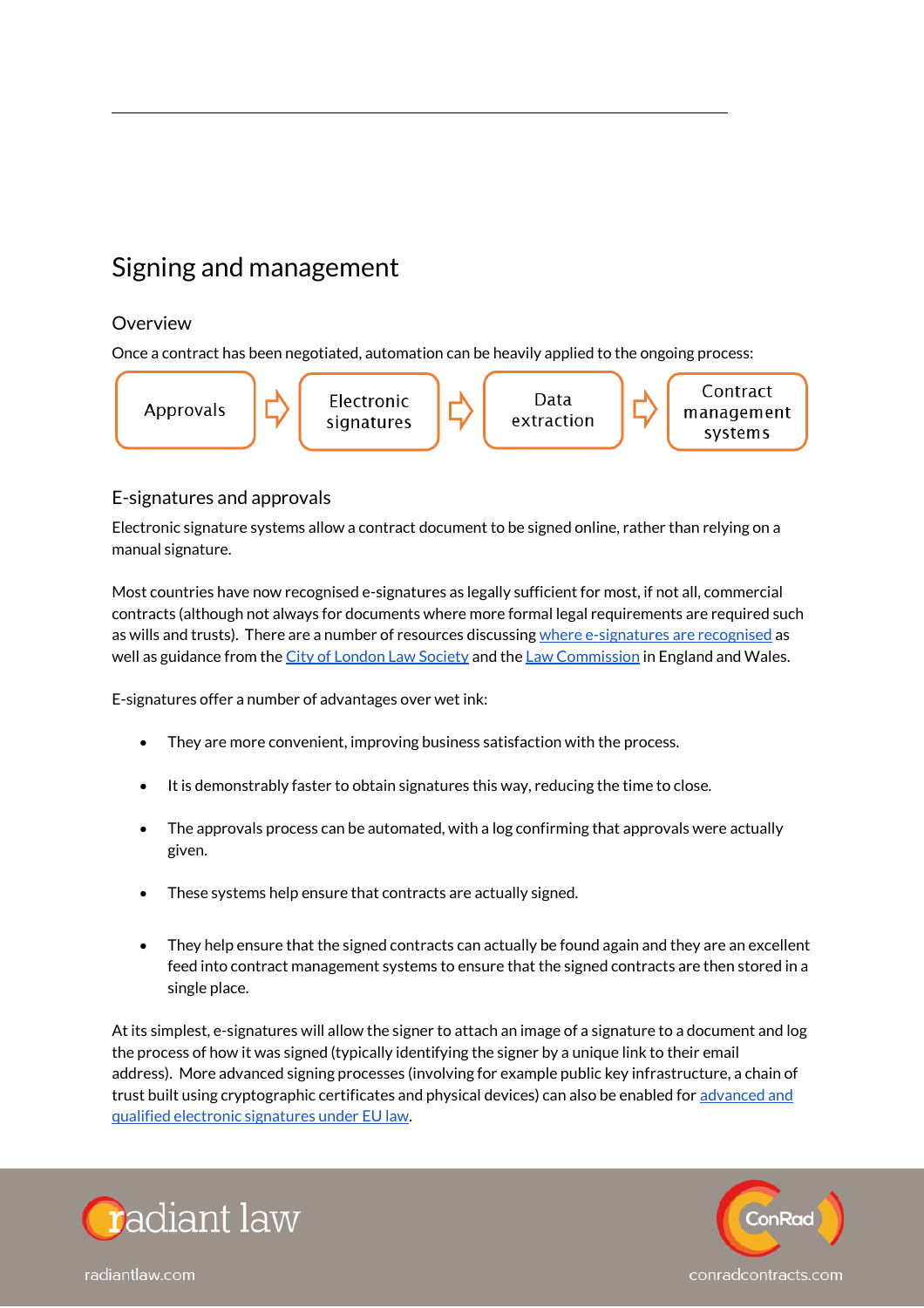# Signing and management

## Overview

Once a contract has been negotiated, automation can be heavily applied to the ongoing process:

Approvals → Electronic signatures → Data extraction → Contract management systems

## E-signatures and approvals

Electronic signature systems allow a contract document to be signed online, rather than relying on a manual signature.

Most countries have now recognised e-signatures as legally sufficient for most, if not all, commercial contracts (although not always for documents where more formal legal requirements are required such as wills and trusts). There are a number of resources discussing where e-signatures are recognised as well as guidance from the City of London Law Society and the Law Commission in England and Wales.

E-signatures offer a number of advantages over wet ink:

- They are more convenient, improving business satisfaction with the process.
- It is demonstrably faster to obtain signatures this way, reducing the time to close.
- The approvals process can be automated, with a log confirming that approvals were actually given.
- These systems help ensure that contracts are actually signed.
- They help ensure that the signed contracts can actually be found again and they are an excellent feed into contract management systems to ensure that the signed contracts are then stored in a single place.

At its simplest, e-signatures will allow the signer to attach an image of a signature to a document and log the process of how it was signed (typically identifying the signer by a unique link to their email address). More advanced signing processes (involving for example public key infrastructure, a chain of trust built using cryptographic certificates and physical devices) can also be enabled for advanced and qualified electronic signatures under EU law.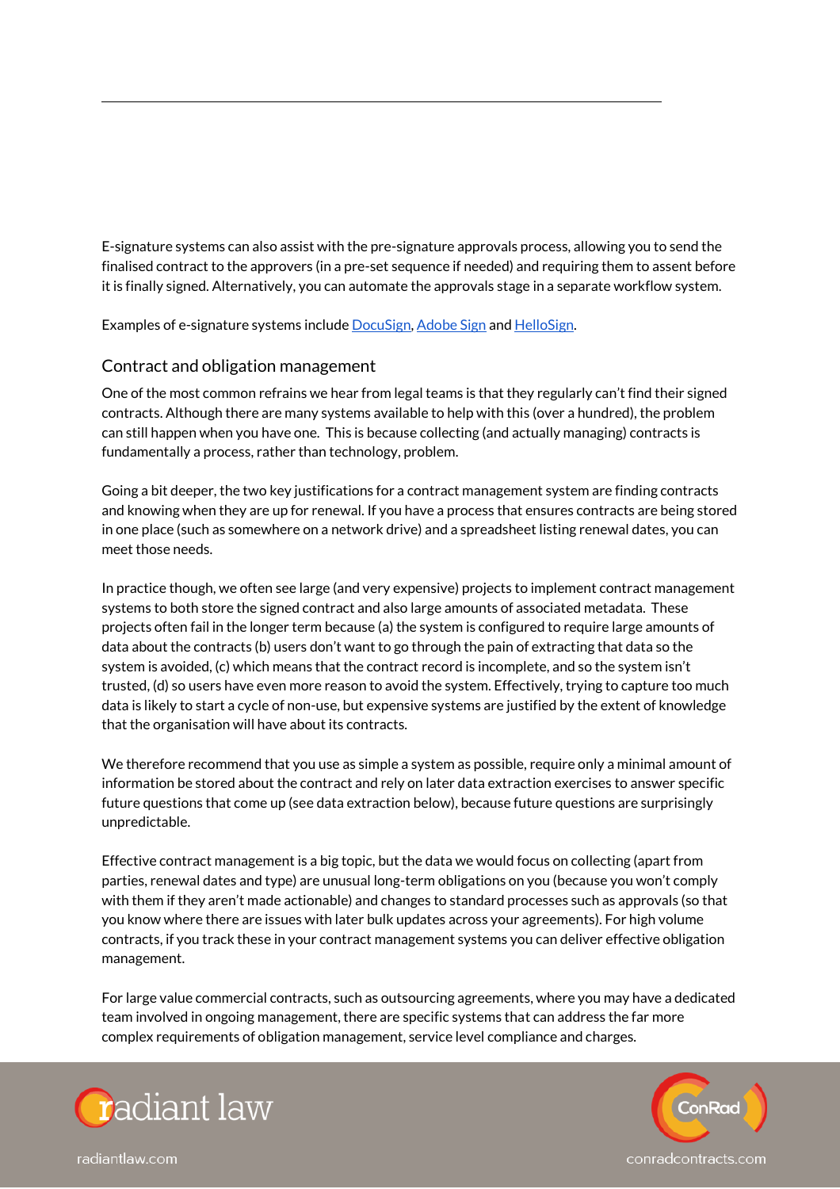E-signature systems can also assist with the pre-signature approvals process, allowing you to send the finalised contract to the approvers (in a pre-set sequence if needed) and requiring them to assent before it is finally signed. Alternatively, you can automate the approvals stage in a separate workflow system.

Examples of e-signature systems include [DocuSign](), [Adobe Sign]() and [HelloSign]().

## Contract and obligation management

One of the most common refrains we hear from legal teams is that they regularly can't find their signed contracts. Although there are many systems available to help with this (over a hundred), the problem can still happen when you have one. This is because collecting (and actually managing) contracts is fundamentally a process, rather than technology, problem.

Going a bit deeper, the two key justifications for a contract management system are finding contracts and knowing when they are up for renewal. If you have a process that ensures contracts are being stored in one place (such as somewhere on a network drive) and a spreadsheet listing renewal dates, you can meet those needs.

In practice though, we often see large (and very expensive) projects to implement contract management systems to both store the signed contract and also large amounts of associated metadata. These projects often fail in the longer term because (a) the system is configured to require large amounts of data about the contracts (b) users don't want to go through the pain of extracting that data so the system is avoided, (c) which means that the contract record is incomplete, and so the system isn't trusted, (d) so users have even more reason to avoid the system. Effectively, trying to capture too much data is likely to start a cycle of non-use, but expensive systems are justified by the extent of knowledge that the organisation will have about its contracts.

We therefore recommend that you use as simple a system as possible, require only a minimal amount of information be stored about the contract and rely on later data extraction exercises to answer specific future questions that come up (see data extraction below), because future questions are surprisingly unpredictable.

Effective contract management is a big topic, but the data we would focus on collecting (apart from parties, renewal dates and type) are unusual long-term obligations on you (because you won't comply with them if they aren't made actionable) and changes to standard processes such as approvals (so that you know where there are issues with later bulk updates across your agreements). For high volume contracts, if you track these in your contract management systems you can deliver effective obligation management.

For large value commercial contracts, such as outsourcing agreements, where you may have a dedicated team involved in ongoing management, there are specific systems that can address the far more complex requirements of obligation management, service level compliance and charges.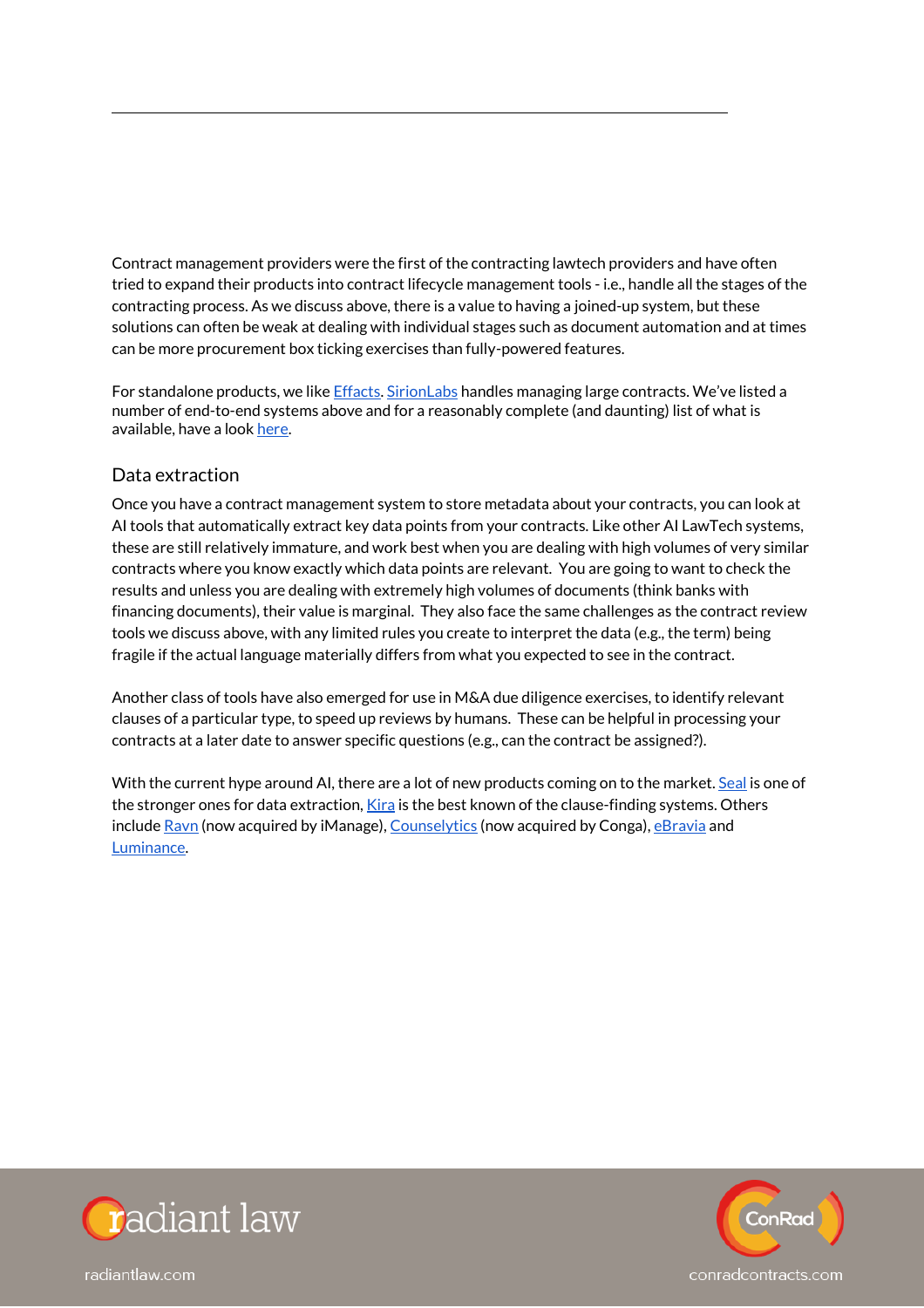Contract management providers were the first of the contracting lawtech providers and have often tried to expand their products into contract lifecycle management tools - i.e., handle all the stages of the contracting process. As we discuss above, there is a value to having a joined-up system, but these solutions can often be weak at dealing with individual stages such as document automation and at times can be more procurement box ticking exercises than fully-powered features.

For standalone products, we like Effacts. SirionLabs handles managing large contracts. We've listed a number of end-to-end systems above and for a reasonably complete (and daunting) list of what is available, have a look here.

## Data extraction

Once you have a contract management system to store metadata about your contracts, you can look at AI tools that automatically extract key data points from your contracts. Like other AI LawTech systems, these are still relatively immature, and work best when you are dealing with high volumes of very similar contracts where you know exactly which data points are relevant. You are going to want to check the results and unless you are dealing with extremely high volumes of documents (think banks with financing documents), their value is marginal. They also face the same challenges as the contract review tools we discuss above, with any limited rules you create to interpret the data (e.g., the term) being fragile if the actual language materially differs from what you expected to see in the contract.

Another class of tools have also emerged for use in M&A due diligence exercises, to identify relevant clauses of a particular type, to speed up reviews by humans. These can be helpful in processing your contracts at a later date to answer specific questions (e.g., can the contract be assigned?).

With the current hype around AI, there are a lot of new products coming on to the market. Seal is one of the stronger ones for data extraction, Kira is the best known of the clause-finding systems. Others include Ravn (now acquired by iManage), Counselytics (now acquired by Conga), eBravia and Luminance.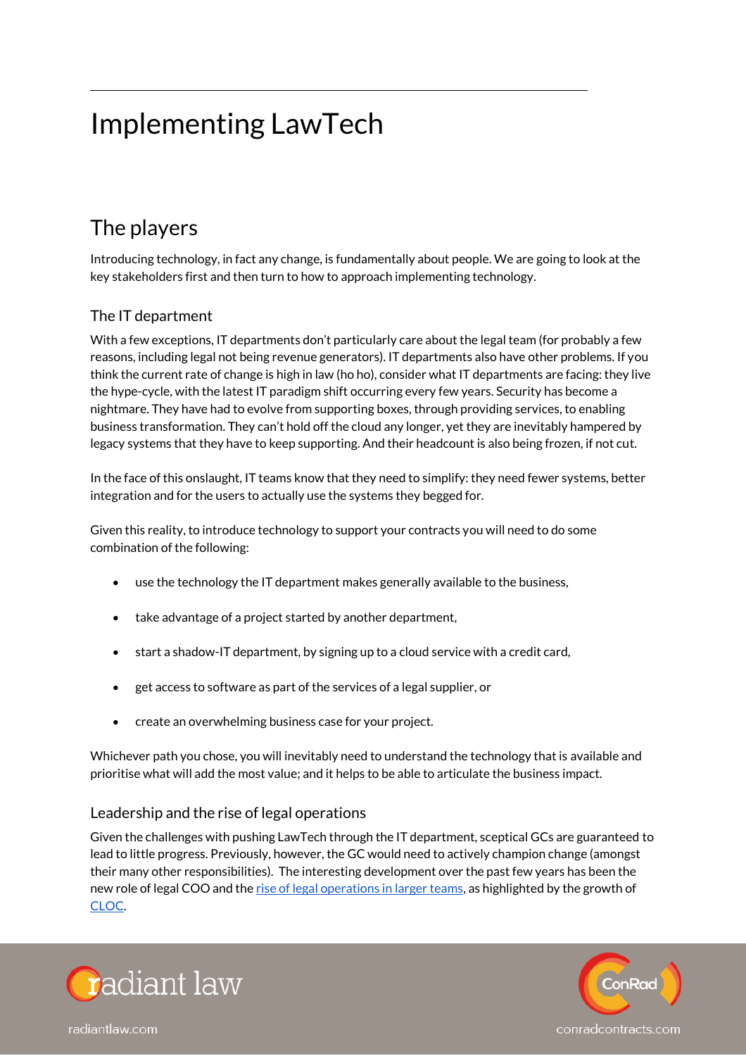# Implementing LawTech

## The players

Introducing technology, in fact any change, is fundamentally about people. We are going to look at the key stakeholders first and then turn to how to approach implementing technology.

### The IT department

With a few exceptions, IT departments don't particularly care about the legal team (for probably a few reasons, including legal not being revenue generators). IT departments also have other problems. If you think the current rate of change is high in law (ho ho), consider what IT departments are facing: they live the hype-cycle, with the latest IT paradigm shift occurring every few years. Security has become a nightmare. They have had to evolve from supporting boxes, through providing services, to enabling business transformation. They can't hold off the cloud any longer, yet they are inevitably hampered by legacy systems that they have to keep supporting. And their headcount is also being frozen, if not cut.

In the face of this onslaught, IT teams know that they need to simplify: they need fewer systems, better integration and for the users to actually use the systems they begged for.

Given this reality, to introduce technology to support your contracts you will need to do some combination of the following:

- use the technology the IT department makes generally available to the business,
- take advantage of a project started by another department,
- start a shadow-IT department, by signing up to a cloud service with a credit card,
- get access to software as part of the services of a legal supplier, or
- create an overwhelming business case for your project.

Whichever path you chose, you will inevitably need to understand the technology that is available and prioritise what will add the most value; and it helps to be able to articulate the business impact.

### Leadership and the rise of legal operations

Given the challenges with pushing LawTech through the IT department, sceptical GCs are guaranteed to lead to little progress. Previously, however, the GC would need to actively champion change (amongst their many other responsibilities). The interesting development over the past few years has been the new role of legal COO and the rise of legal operations in larger teams, as highlighted by the growth of CLOC.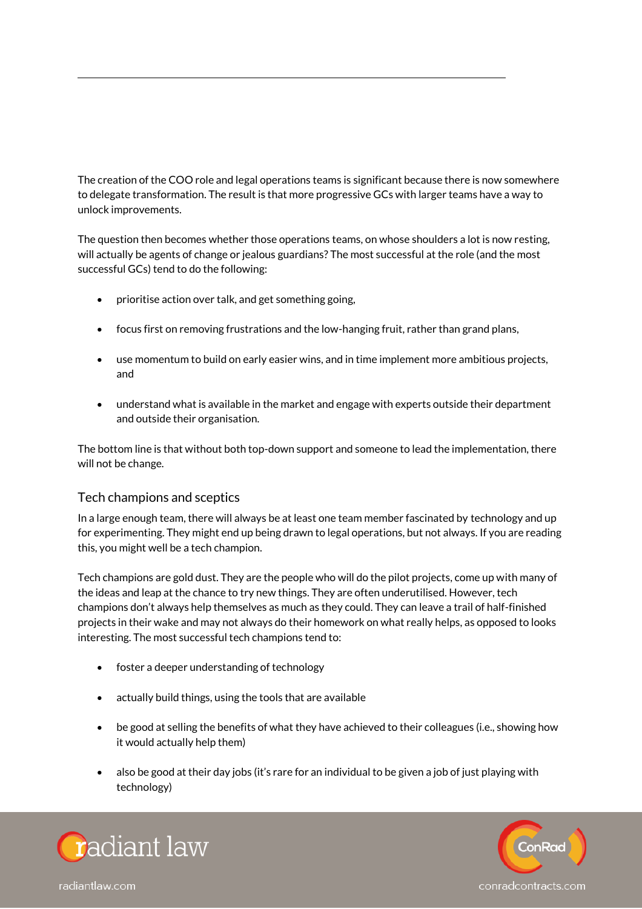The creation of the COO role and legal operations teams is significant because there is now somewhere to delegate transformation. The result is that more progressive GCs with larger teams have a way to unlock improvements.

The question then becomes whether those operations teams, on whose shoulders a lot is now resting, will actually be agents of change or jealous guardians? The most successful at the role (and the most successful GCs) tend to do the following:

- prioritise action over talk, and get something going,
- focus first on removing frustrations and the low-hanging fruit, rather than grand plans,
- use momentum to build on early easier wins, and in time implement more ambitious projects, and
- understand what is available in the market and engage with experts outside their department and outside their organisation.

The bottom line is that without both top-down support and someone to lead the implementation, there will not be change.

## Tech champions and sceptics

In a large enough team, there will always be at least one team member fascinated by technology and up for experimenting. They might end up being drawn to legal operations, but not always. If you are reading this, you might well be a tech champion.

Tech champions are gold dust. They are the people who will do the pilot projects, come up with many of the ideas and leap at the chance to try new things. They are often underutilised. However, tech champions don't always help themselves as much as they could. They can leave a trail of half-finished projects in their wake and may not always do their homework on what really helps, as opposed to looks interesting. The most successful tech champions tend to:

- foster a deeper understanding of technology
- actually build things, using the tools that are available
- be good at selling the benefits of what they have achieved to their colleagues (i.e., showing how it would actually help them)
- also be good at their day jobs (it's rare for an individual to be given a job of just playing with technology)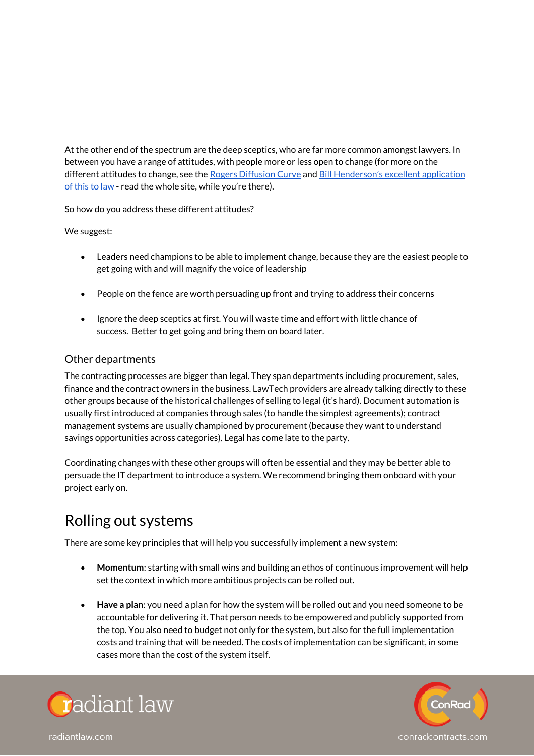At the other end of the spectrum are the deep sceptics, who are far more common amongst lawyers. In between you have a range of attitudes, with people more or less open to change (for more on the different attitudes to change, see the Rogers Diffusion Curve and Bill Henderson's excellent application of this to law - read the whole site, while you're there).

So how do you address these different attitudes?

We suggest:

- Leaders need champions to be able to implement change, because they are the easiest people to get going with and will magnify the voice of leadership
- People on the fence are worth persuading up front and trying to address their concerns
- Ignore the deep sceptics at first. You will waste time and effort with little chance of success. Better to get going and bring them on board later.

### Other departments

The contracting processes are bigger than legal. They span departments including procurement, sales, finance and the contract owners in the business. LawTech providers are already talking directly to these other groups because of the historical challenges of selling to legal (it's hard). Document automation is usually first introduced at companies through sales (to handle the simplest agreements); contract management systems are usually championed by procurement (because they want to understand savings opportunities across categories). Legal has come late to the party.

Coordinating changes with these other groups will often be essential and they may be better able to persuade the IT department to introduce a system. We recommend bringing them onboard with your project early on.

## Rolling out systems

There are some key principles that will help you successfully implement a new system:

- **Momentum**: starting with small wins and building an ethos of continuous improvement will help set the context in which more ambitious projects can be rolled out.
- **Have a plan**: you need a plan for how the system will be rolled out and you need someone to be accountable for delivering it. That person needs to be empowered and publicly supported from the top. You also need to budget not only for the system, but also for the full implementation costs and training that will be needed. The costs of implementation can be significant, in some cases more than the cost of the system itself.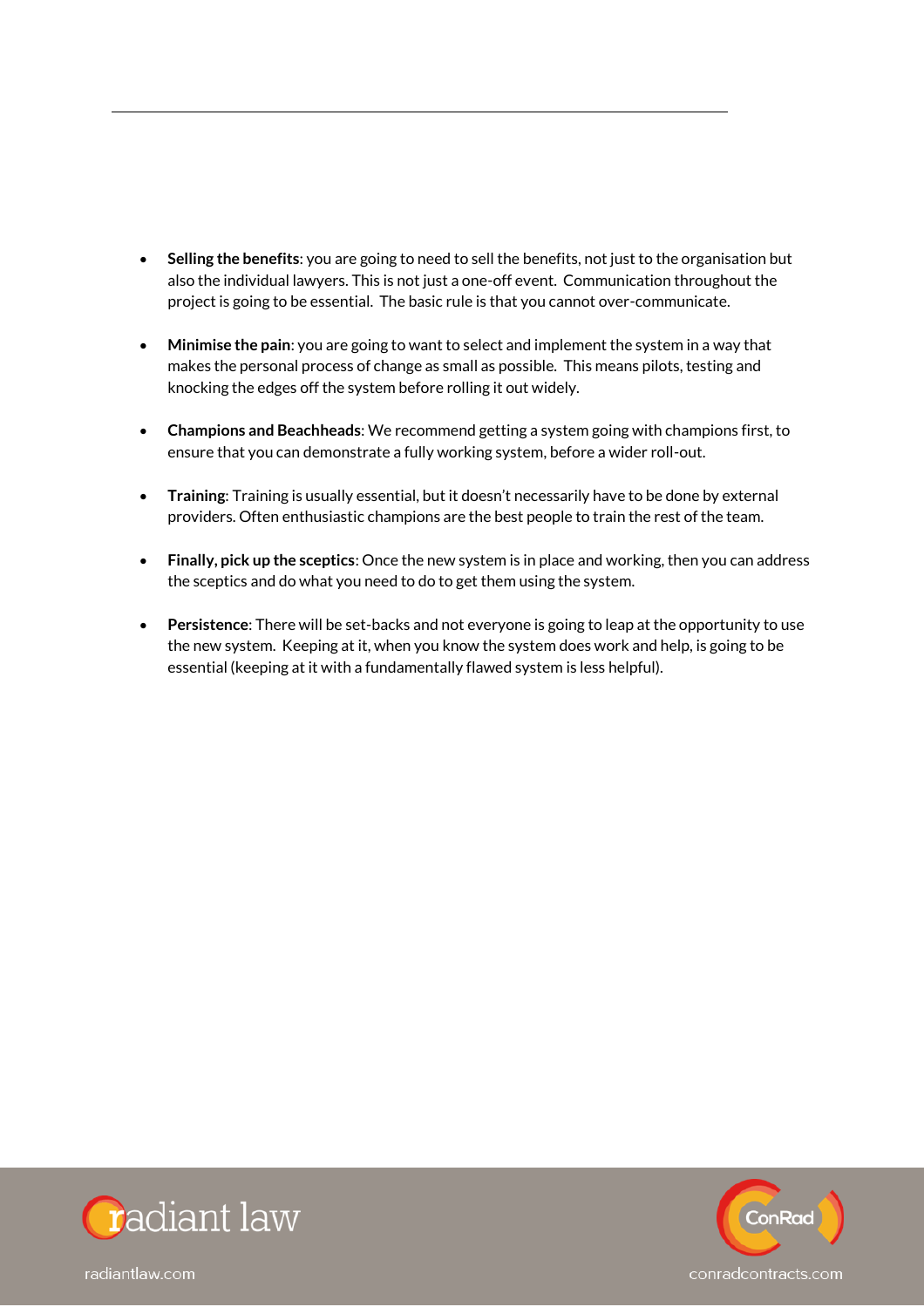- **Selling the benefits**: you are going to need to sell the benefits, not just to the organisation but also the individual lawyers. This is not just a one-off event. Communication throughout the project is going to be essential. The basic rule is that you cannot over-communicate.

- **Minimise the pain**: you are going to want to select and implement the system in a way that makes the personal process of change as small as possible. This means pilots, testing and knocking the edges off the system before rolling it out widely.

- **Champions and Beachheads**: We recommend getting a system going with champions first, to ensure that you can demonstrate a fully working system, before a wider roll-out.

- **Training**: Training is usually essential, but it doesn't necessarily have to be done by external providers. Often enthusiastic champions are the best people to train the rest of the team.

- **Finally, pick up the sceptics**: Once the new system is in place and working, then you can address the sceptics and do what you need to do to get them using the system.

- **Persistence**: There will be set-backs and not everyone is going to leap at the opportunity to use the new system. Keeping at it, when you know the system does work and help, is going to be essential (keeping at it with a fundamentally flawed system is less helpful).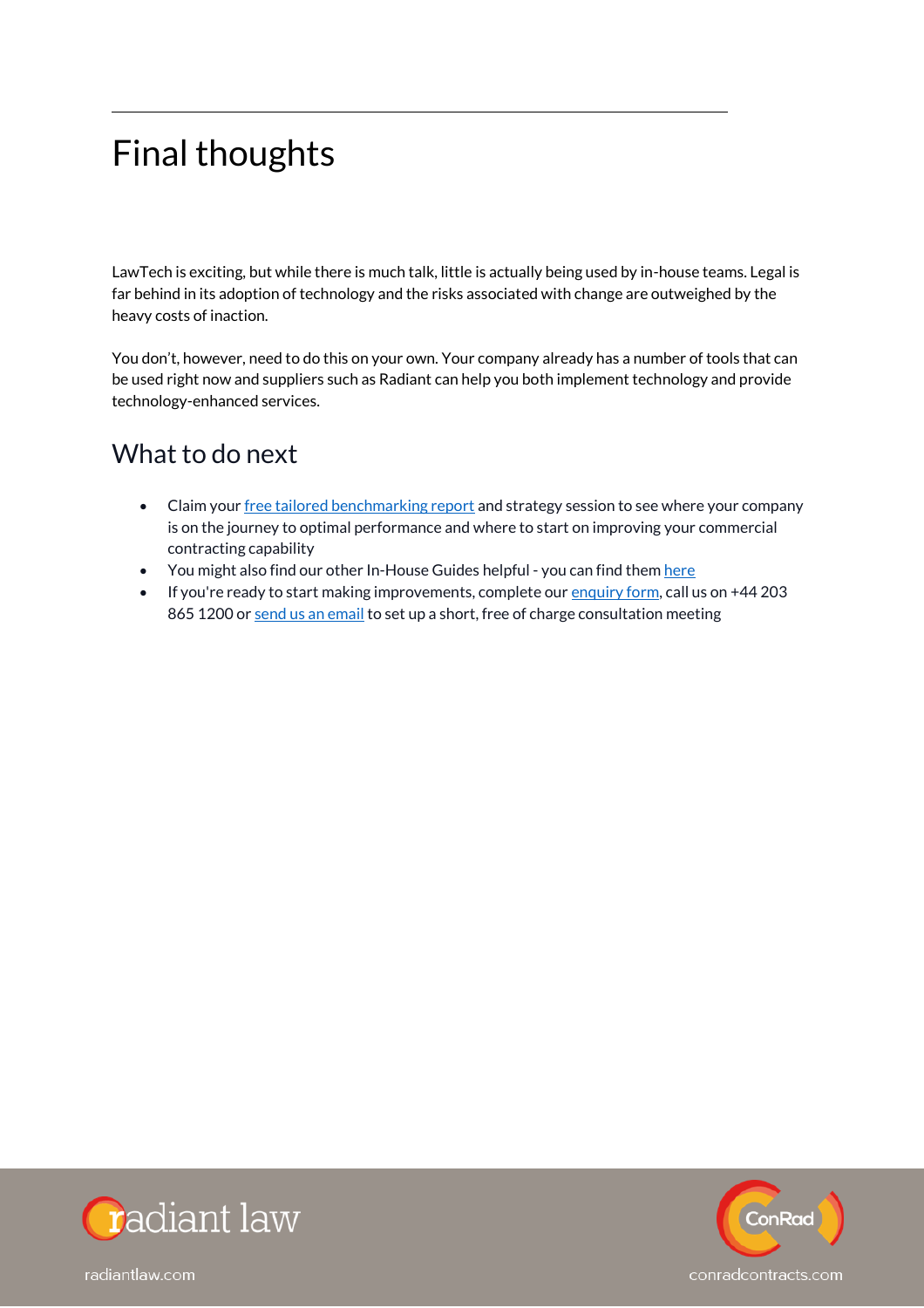# Final thoughts

LawTech is exciting, but while there is much talk, little is actually being used by in-house teams. Legal is far behind in its adoption of technology and the risks associated with change are outweighed by the heavy costs of inaction.

You don't, however, need to do this on your own. Your company already has a number of tools that can be used right now and suppliers such as Radiant can help you both implement technology and provide technology-enhanced services.

## What to do next

- Claim your free tailored benchmarking report and strategy session to see where your company is on the journey to optimal performance and where to start on improving your commercial contracting capability
- You might also find our other In-House Guides helpful - you can find them here
- If you're ready to start making improvements, complete our enquiry form, call us on +44 203 865 1200 or send us an email to set up a short, free of charge consultation meeting

radiant law

radiantlaw.com

ConRad

conradcontracts.com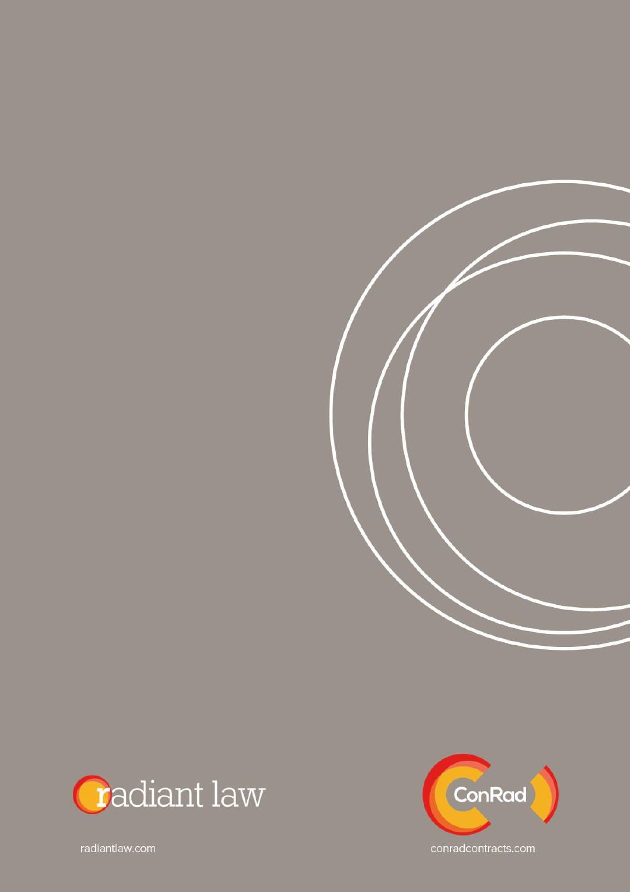radiant law

radiantlaw.com

ConRad

conradcontracts.com